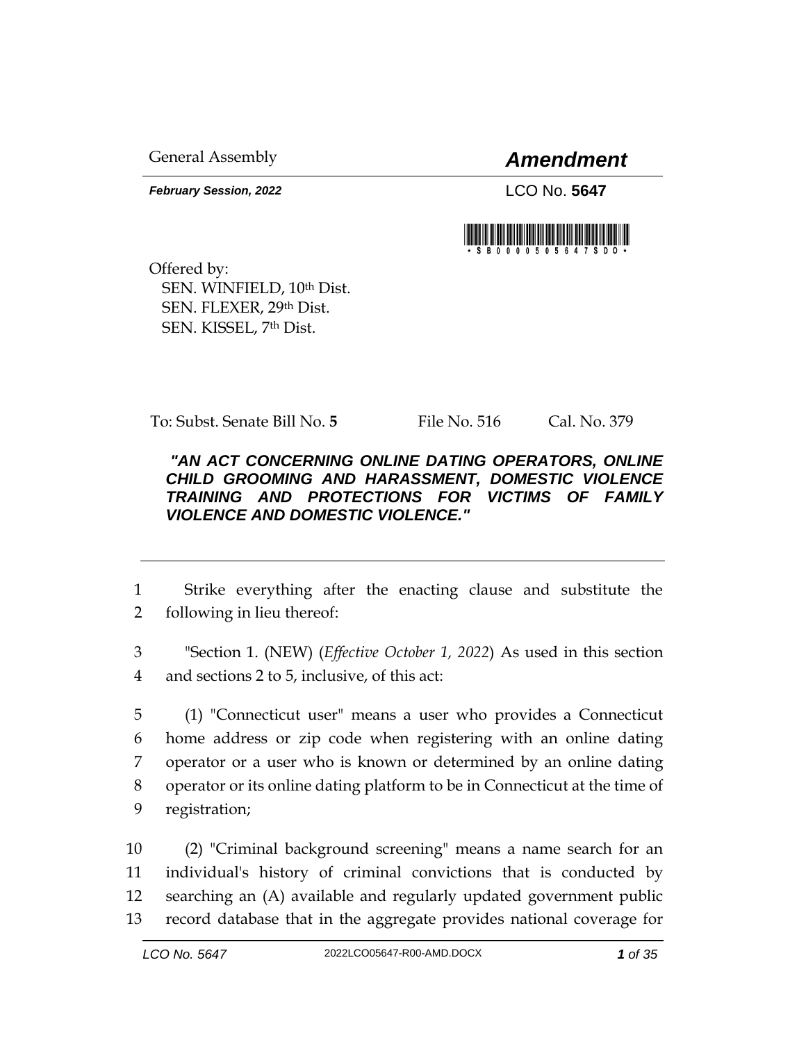General Assembly

# *Amendment*

***February Session, 2022***

LCO No. **5647**

Offered by:
SEN. WINFIELD, 10th Dist.
SEN. FLEXER, 29th Dist.
SEN. KISSEL, 7th Dist.

To: Subst. Senate Bill No. **5** File No. 516 Cal. No. 379

***"AN ACT CONCERNING ONLINE DATING OPERATORS, ONLINE CHILD GROOMING AND HARASSMENT, DOMESTIC VIOLENCE TRAINING AND PROTECTIONS FOR VICTIMS OF FAMILY VIOLENCE AND DOMESTIC VIOLENCE."***

---

1 Strike everything after the enacting clause and substitute the
2 following in lieu thereof:

3 "Section 1. (NEW) (*Effective October 1, 2022*) As used in this section
4 and sections 2 to 5, inclusive, of this act:

5 (1) "Connecticut user" means a user who provides a Connecticut
6 home address or zip code when registering with an online dating
7 operator or a user who is known or determined by an online dating
8 operator or its online dating platform to be in Connecticut at the time of
9 registration;

10 (2) "Criminal background screening" means a name search for an
11 individual's history of criminal convictions that is conducted by
12 searching an (A) available and regularly updated government public
13 record database that in the aggregate provides national coverage for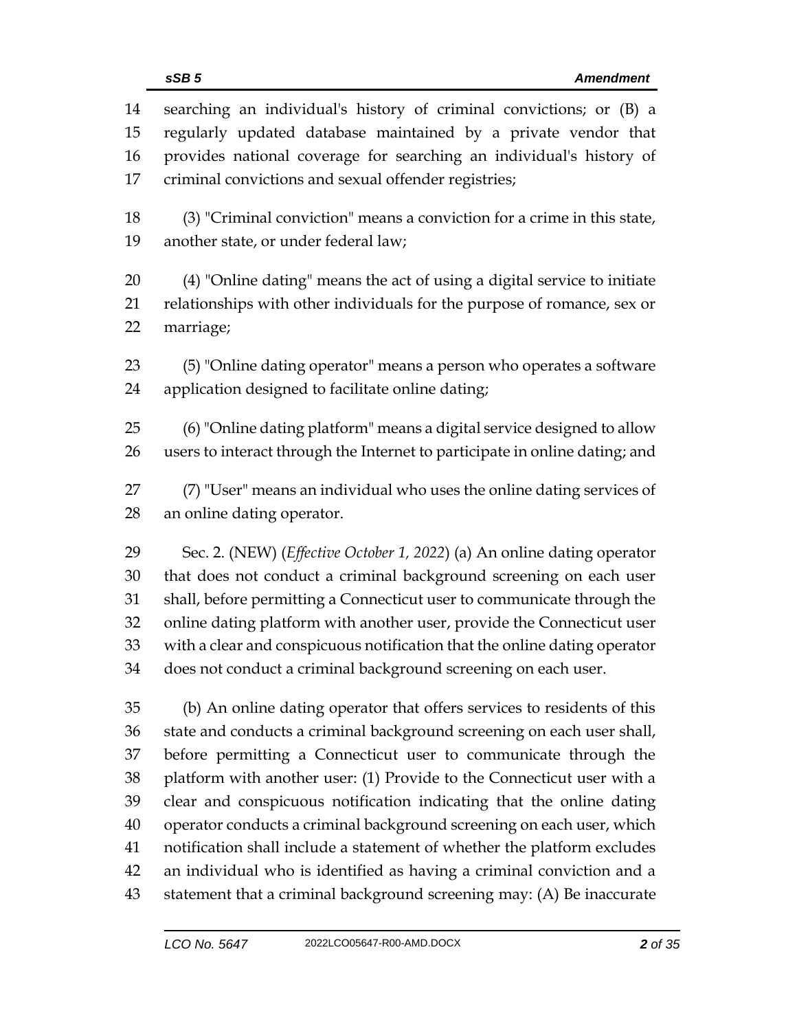searching an individual's history of criminal convictions; or (B) a regularly updated database maintained by a private vendor that provides national coverage for searching an individual's history of criminal convictions and sexual offender registries;

(3) "Criminal conviction" means a conviction for a crime in this state, another state, or under federal law;

(4) "Online dating" means the act of using a digital service to initiate relationships with other individuals for the purpose of romance, sex or marriage;

(5) "Online dating operator" means a person who operates a software application designed to facilitate online dating;

(6) "Online dating platform" means a digital service designed to allow users to interact through the Internet to participate in online dating; and

(7) "User" means an individual who uses the online dating services of an online dating operator.

Sec. 2. (NEW) (*Effective October 1, 2022*) (a) An online dating operator that does not conduct a criminal background screening on each user shall, before permitting a Connecticut user to communicate through the online dating platform with another user, provide the Connecticut user with a clear and conspicuous notification that the online dating operator does not conduct a criminal background screening on each user.

(b) An online dating operator that offers services to residents of this state and conducts a criminal background screening on each user shall, before permitting a Connecticut user to communicate through the platform with another user: (1) Provide to the Connecticut user with a clear and conspicuous notification indicating that the online dating operator conducts a criminal background screening on each user, which notification shall include a statement of whether the platform excludes an individual who is identified as having a criminal conviction and a statement that a criminal background screening may: (A) Be inaccurate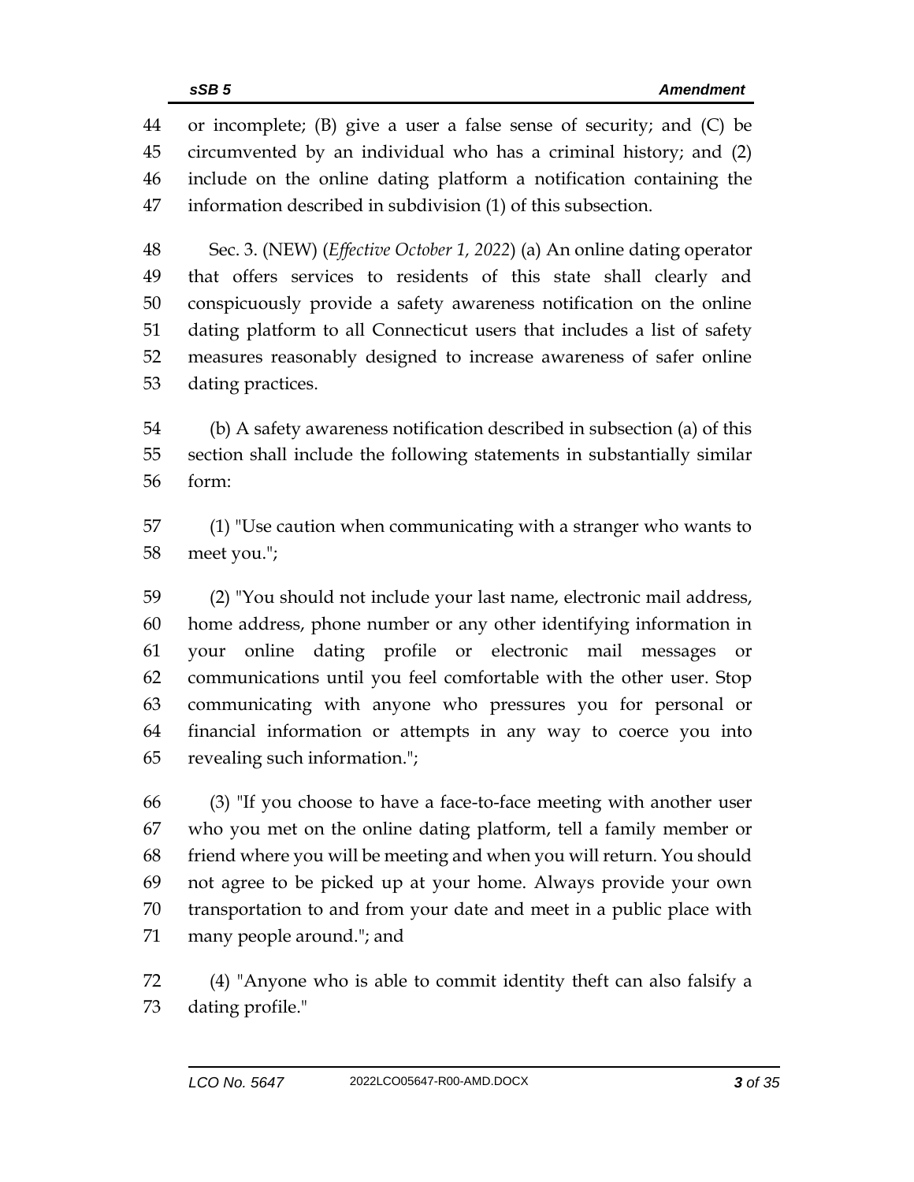or incomplete; (B) give a user a false sense of security; and (C) be circumvented by an individual who has a criminal history; and (2) include on the online dating platform a notification containing the information described in subdivision (1) of this subsection.

Sec. 3. (NEW) (*Effective October 1, 2022*) (a) An online dating operator that offers services to residents of this state shall clearly and conspicuously provide a safety awareness notification on the online dating platform to all Connecticut users that includes a list of safety measures reasonably designed to increase awareness of safer online dating practices.

(b) A safety awareness notification described in subsection (a) of this section shall include the following statements in substantially similar form:

(1) "Use caution when communicating with a stranger who wants to meet you.";

(2) "You should not include your last name, electronic mail address, home address, phone number or any other identifying information in your online dating profile or electronic mail messages or communications until you feel comfortable with the other user. Stop communicating with anyone who pressures you for personal or financial information or attempts in any way to coerce you into revealing such information.";

(3) "If you choose to have a face-to-face meeting with another user who you met on the online dating platform, tell a family member or friend where you will be meeting and when you will return. You should not agree to be picked up at your home. Always provide your own transportation to and from your date and meet in a public place with many people around."; and

(4) "Anyone who is able to commit identity theft can also falsify a dating profile."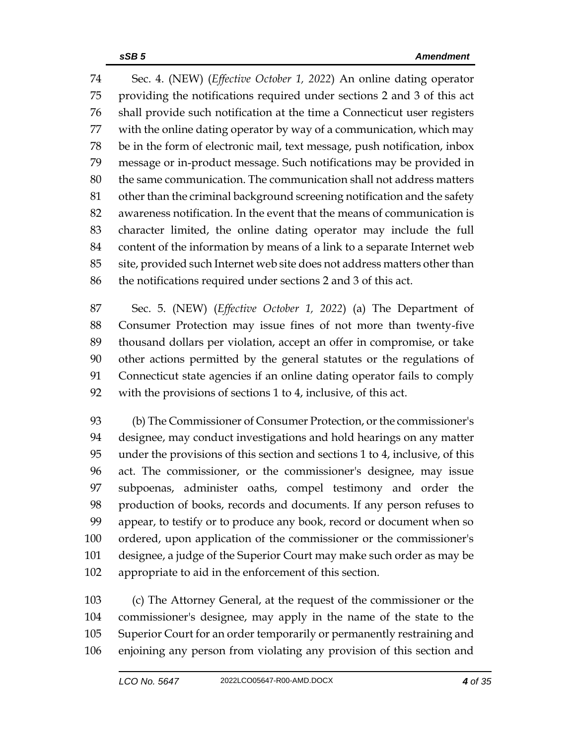Sec. 4. (NEW) (*Effective October 1, 2022*) An online dating operator providing the notifications required under sections 2 and 3 of this act shall provide such notification at the time a Connecticut user registers with the online dating operator by way of a communication, which may be in the form of electronic mail, text message, push notification, inbox message or in-product message. Such notifications may be provided in the same communication. The communication shall not address matters other than the criminal background screening notification and the safety awareness notification. In the event that the means of communication is character limited, the online dating operator may include the full content of the information by means of a link to a separate Internet web site, provided such Internet web site does not address matters other than the notifications required under sections 2 and 3 of this act.

Sec. 5. (NEW) (*Effective October 1, 2022*) (a) The Department of Consumer Protection may issue fines of not more than twenty-five thousand dollars per violation, accept an offer in compromise, or take other actions permitted by the general statutes or the regulations of Connecticut state agencies if an online dating operator fails to comply with the provisions of sections 1 to 4, inclusive, of this act.

(b) The Commissioner of Consumer Protection, or the commissioner's designee, may conduct investigations and hold hearings on any matter under the provisions of this section and sections 1 to 4, inclusive, of this act. The commissioner, or the commissioner's designee, may issue subpoenas, administer oaths, compel testimony and order the production of books, records and documents. If any person refuses to appear, to testify or to produce any book, record or document when so ordered, upon application of the commissioner or the commissioner's designee, a judge of the Superior Court may make such order as may be appropriate to aid in the enforcement of this section.

(c) The Attorney General, at the request of the commissioner or the commissioner's designee, may apply in the name of the state to the Superior Court for an order temporarily or permanently restraining and enjoining any person from violating any provision of this section and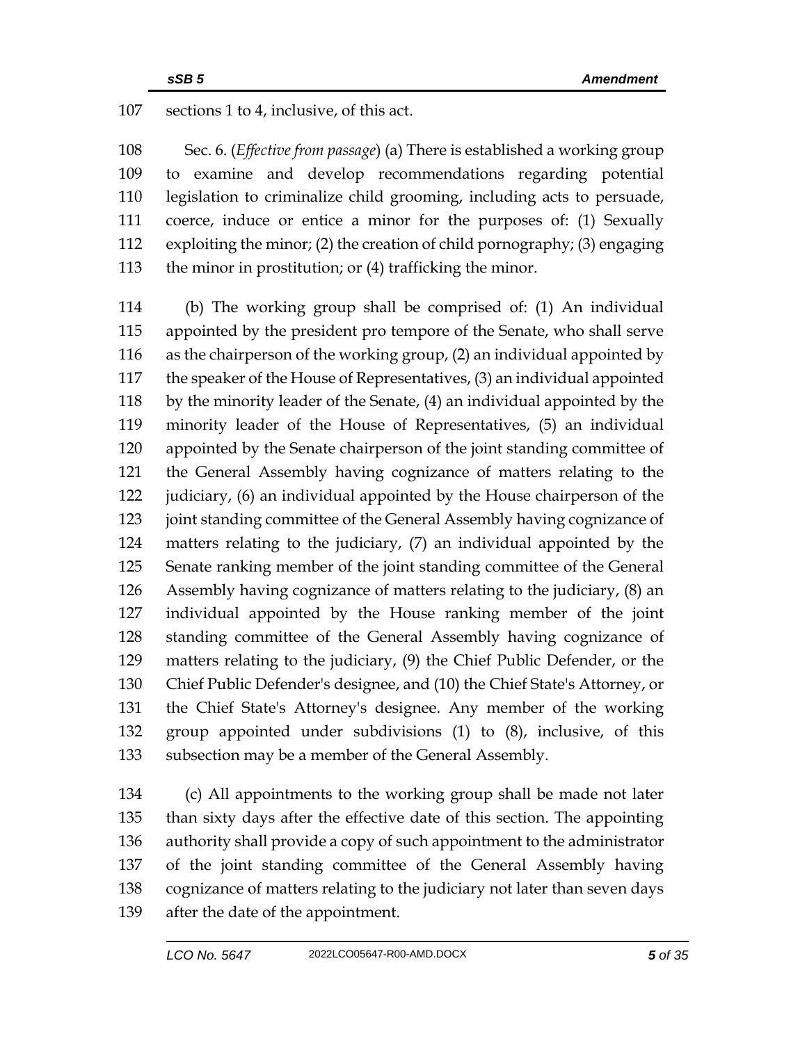sections 1 to 4, inclusive, of this act.

Sec. 6. (*Effective from passage*) (a) There is established a working group to examine and develop recommendations regarding potential legislation to criminalize child grooming, including acts to persuade, coerce, induce or entice a minor for the purposes of: (1) Sexually exploiting the minor; (2) the creation of child pornography; (3) engaging the minor in prostitution; or (4) trafficking the minor.

(b) The working group shall be comprised of: (1) An individual appointed by the president pro tempore of the Senate, who shall serve as the chairperson of the working group, (2) an individual appointed by the speaker of the House of Representatives, (3) an individual appointed by the minority leader of the Senate, (4) an individual appointed by the minority leader of the House of Representatives, (5) an individual appointed by the Senate chairperson of the joint standing committee of the General Assembly having cognizance of matters relating to the judiciary, (6) an individual appointed by the House chairperson of the joint standing committee of the General Assembly having cognizance of matters relating to the judiciary, (7) an individual appointed by the Senate ranking member of the joint standing committee of the General Assembly having cognizance of matters relating to the judiciary, (8) an individual appointed by the House ranking member of the joint standing committee of the General Assembly having cognizance of matters relating to the judiciary, (9) the Chief Public Defender, or the Chief Public Defender's designee, and (10) the Chief State's Attorney, or the Chief State's Attorney's designee. Any member of the working group appointed under subdivisions (1) to (8), inclusive, of this subsection may be a member of the General Assembly.

(c) All appointments to the working group shall be made not later than sixty days after the effective date of this section. The appointing authority shall provide a copy of such appointment to the administrator of the joint standing committee of the General Assembly having cognizance of matters relating to the judiciary not later than seven days after the date of the appointment.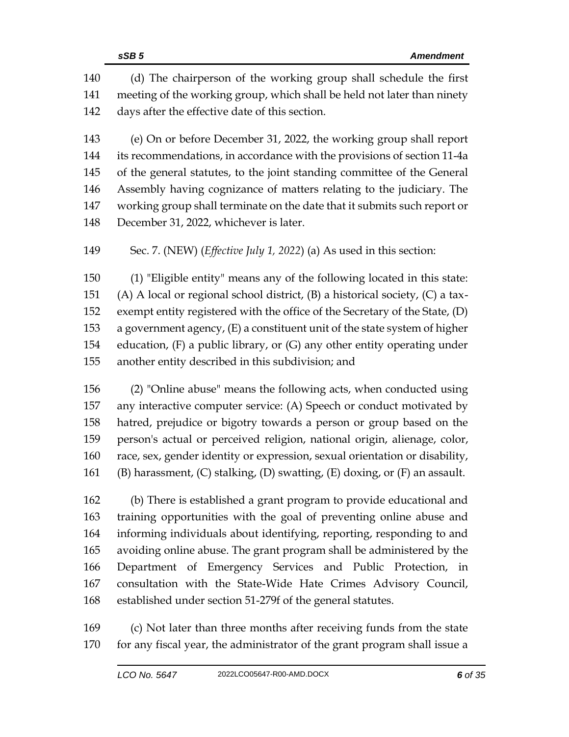(d) The chairperson of the working group shall schedule the first meeting of the working group, which shall be held not later than ninety days after the effective date of this section.

(e) On or before December 31, 2022, the working group shall report its recommendations, in accordance with the provisions of section 11-4a of the general statutes, to the joint standing committee of the General Assembly having cognizance of matters relating to the judiciary. The working group shall terminate on the date that it submits such report or December 31, 2022, whichever is later.

Sec. 7. (NEW) (*Effective July 1, 2022*) (a) As used in this section:

(1) "Eligible entity" means any of the following located in this state: (A) A local or regional school district, (B) a historical society, (C) a tax-exempt entity registered with the office of the Secretary of the State, (D) a government agency, (E) a constituent unit of the state system of higher education, (F) a public library, or (G) any other entity operating under another entity described in this subdivision; and

(2) "Online abuse" means the following acts, when conducted using any interactive computer service: (A) Speech or conduct motivated by hatred, prejudice or bigotry towards a person or group based on the person's actual or perceived religion, national origin, alienage, color, race, sex, gender identity or expression, sexual orientation or disability, (B) harassment, (C) stalking, (D) swatting, (E) doxing, or (F) an assault.

(b) There is established a grant program to provide educational and training opportunities with the goal of preventing online abuse and informing individuals about identifying, reporting, responding to and avoiding online abuse. The grant program shall be administered by the Department of Emergency Services and Public Protection, in consultation with the State-Wide Hate Crimes Advisory Council, established under section 51-279f of the general statutes.

(c) Not later than three months after receiving funds from the state for any fiscal year, the administrator of the grant program shall issue a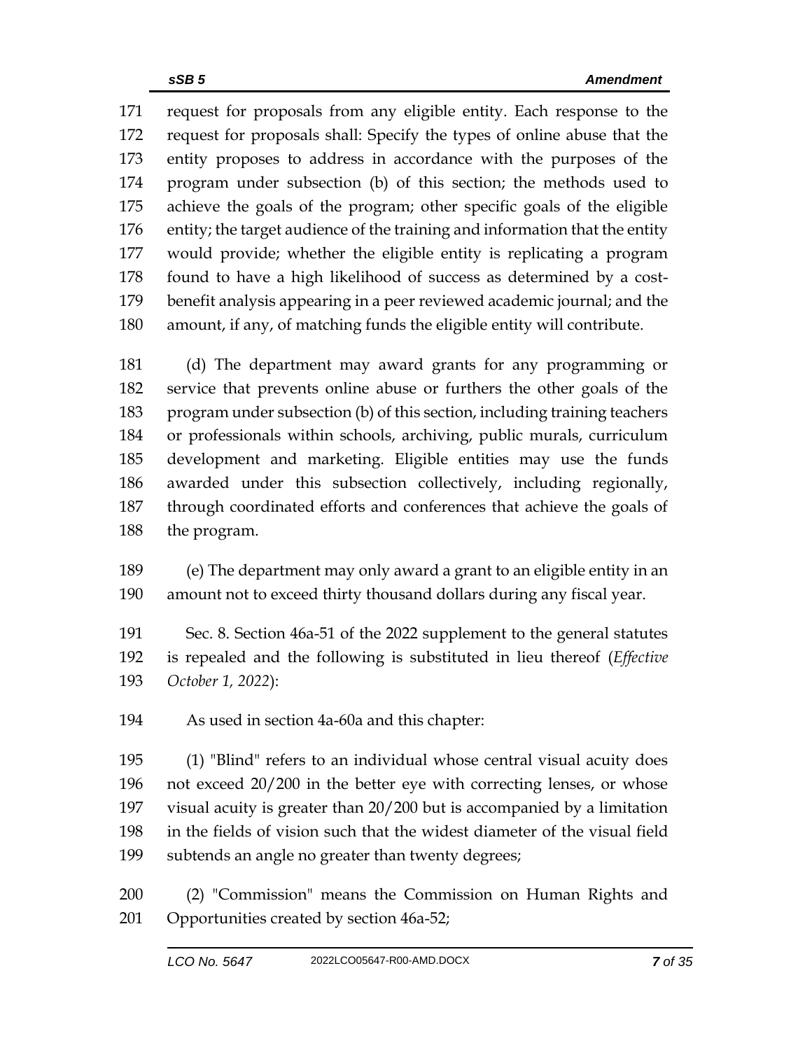request for proposals from any eligible entity. Each response to the request for proposals shall: Specify the types of online abuse that the entity proposes to address in accordance with the purposes of the program under subsection (b) of this section; the methods used to achieve the goals of the program; other specific goals of the eligible entity; the target audience of the training and information that the entity would provide; whether the eligible entity is replicating a program found to have a high likelihood of success as determined by a cost-benefit analysis appearing in a peer reviewed academic journal; and the amount, if any, of matching funds the eligible entity will contribute.

(d) The department may award grants for any programming or service that prevents online abuse or furthers the other goals of the program under subsection (b) of this section, including training teachers or professionals within schools, archiving, public murals, curriculum development and marketing. Eligible entities may use the funds awarded under this subsection collectively, including regionally, through coordinated efforts and conferences that achieve the goals of the program.

(e) The department may only award a grant to an eligible entity in an amount not to exceed thirty thousand dollars during any fiscal year.

Sec. 8. Section 46a-51 of the 2022 supplement to the general statutes is repealed and the following is substituted in lieu thereof (*Effective October 1, 2022*):

As used in section 4a-60a and this chapter:

(1) "Blind" refers to an individual whose central visual acuity does not exceed 20/200 in the better eye with correcting lenses, or whose visual acuity is greater than 20/200 but is accompanied by a limitation in the fields of vision such that the widest diameter of the visual field subtends an angle no greater than twenty degrees;

(2) "Commission" means the Commission on Human Rights and Opportunities created by section 46a-52;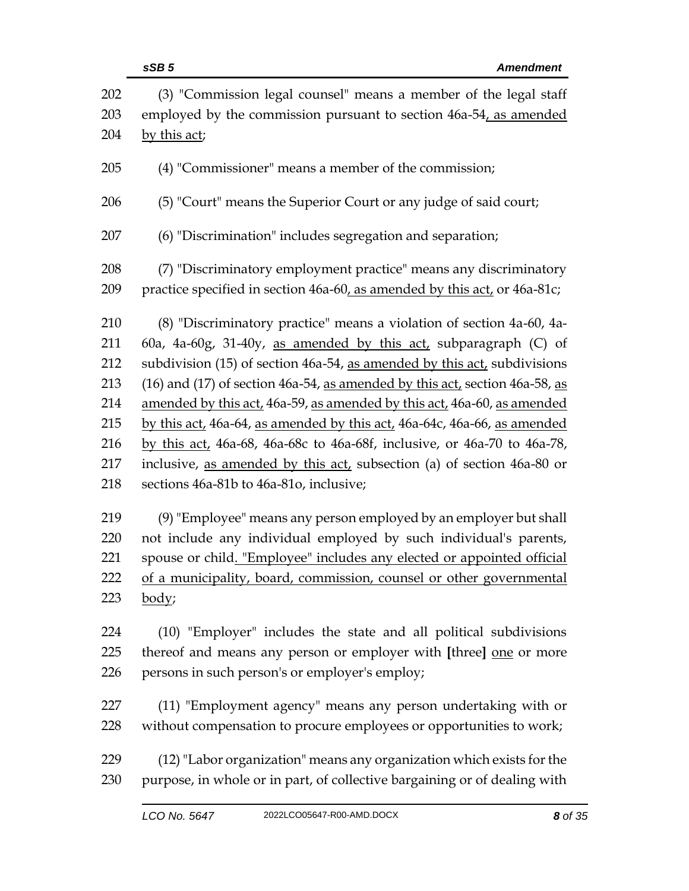(3) "Commission legal counsel" means a member of the legal staff employed by the commission pursuant to section 46a-54, as amended by this act;

(4) "Commissioner" means a member of the commission;

(5) "Court" means the Superior Court or any judge of said court;

(6) "Discrimination" includes segregation and separation;

(7) "Discriminatory employment practice" means any discriminatory practice specified in section 46a-60, as amended by this act, or 46a-81c;

(8) "Discriminatory practice" means a violation of section 4a-60, 4a-60a, 4a-60g, 31-40y, as amended by this act, subparagraph (C) of subdivision (15) of section 46a-54, as amended by this act, subdivisions (16) and (17) of section 46a-54, as amended by this act, section 46a-58, as amended by this act, 46a-59, as amended by this act, 46a-60, as amended by this act, 46a-64, as amended by this act, 46a-64c, 46a-66, as amended by this act, 46a-68, 46a-68c to 46a-68f, inclusive, or 46a-70 to 46a-78, inclusive, as amended by this act, subsection (a) of section 46a-80 or sections 46a-81b to 46a-81o, inclusive;

(9) "Employee" means any person employed by an employer but shall not include any individual employed by such individual's parents, spouse or child. "Employee" includes any elected or appointed official of a municipality, board, commission, counsel or other governmental body;

(10) "Employer" includes the state and all political subdivisions thereof and means any person or employer with **[**three**]** one or more persons in such person's or employer's employ;

(11) "Employment agency" means any person undertaking with or without compensation to procure employees or opportunities to work;

(12) "Labor organization" means any organization which exists for the purpose, in whole or in part, of collective bargaining or of dealing with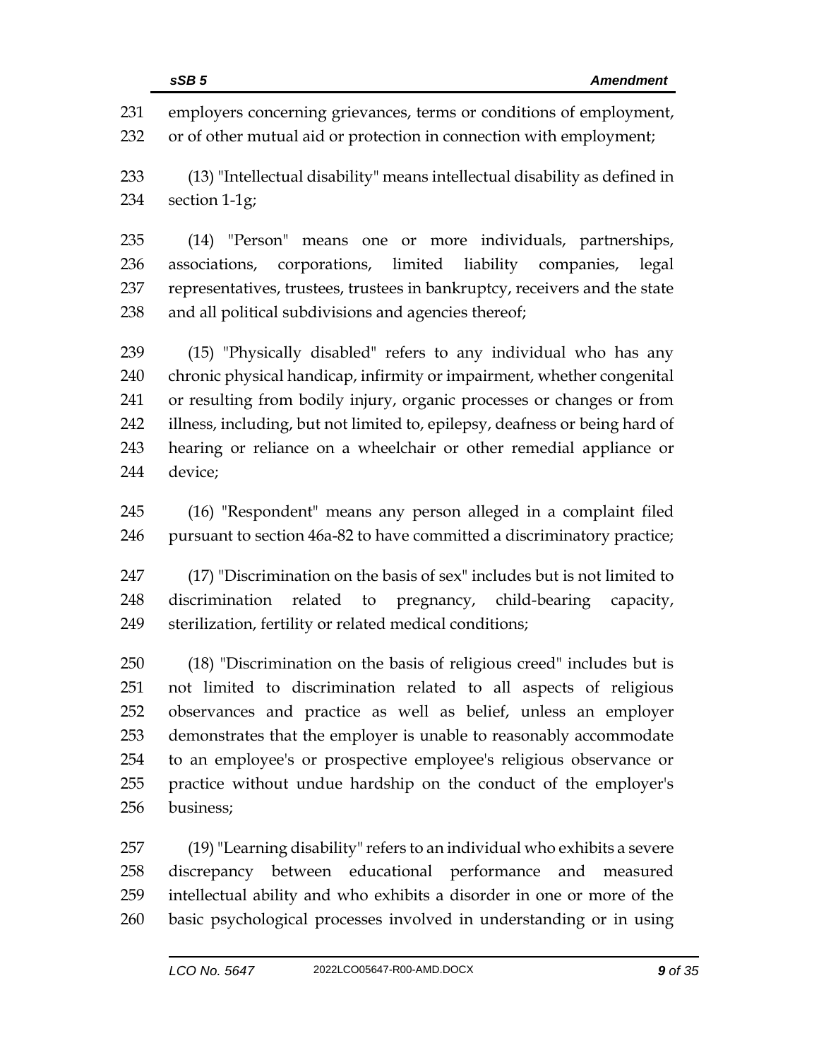employers concerning grievances, terms or conditions of employment, or of other mutual aid or protection in connection with employment;

(13) "Intellectual disability" means intellectual disability as defined in section 1-1g;

(14) "Person" means one or more individuals, partnerships, associations, corporations, limited liability companies, legal representatives, trustees, trustees in bankruptcy, receivers and the state and all political subdivisions and agencies thereof;

(15) "Physically disabled" refers to any individual who has any chronic physical handicap, infirmity or impairment, whether congenital or resulting from bodily injury, organic processes or changes or from illness, including, but not limited to, epilepsy, deafness or being hard of hearing or reliance on a wheelchair or other remedial appliance or device;

(16) "Respondent" means any person alleged in a complaint filed pursuant to section 46a-82 to have committed a discriminatory practice;

(17) "Discrimination on the basis of sex" includes but is not limited to discrimination related to pregnancy, child-bearing capacity, sterilization, fertility or related medical conditions;

(18) "Discrimination on the basis of religious creed" includes but is not limited to discrimination related to all aspects of religious observances and practice as well as belief, unless an employer demonstrates that the employer is unable to reasonably accommodate to an employee's or prospective employee's religious observance or practice without undue hardship on the conduct of the employer's business;

(19) "Learning disability" refers to an individual who exhibits a severe discrepancy between educational performance and measured intellectual ability and who exhibits a disorder in one or more of the basic psychological processes involved in understanding or in using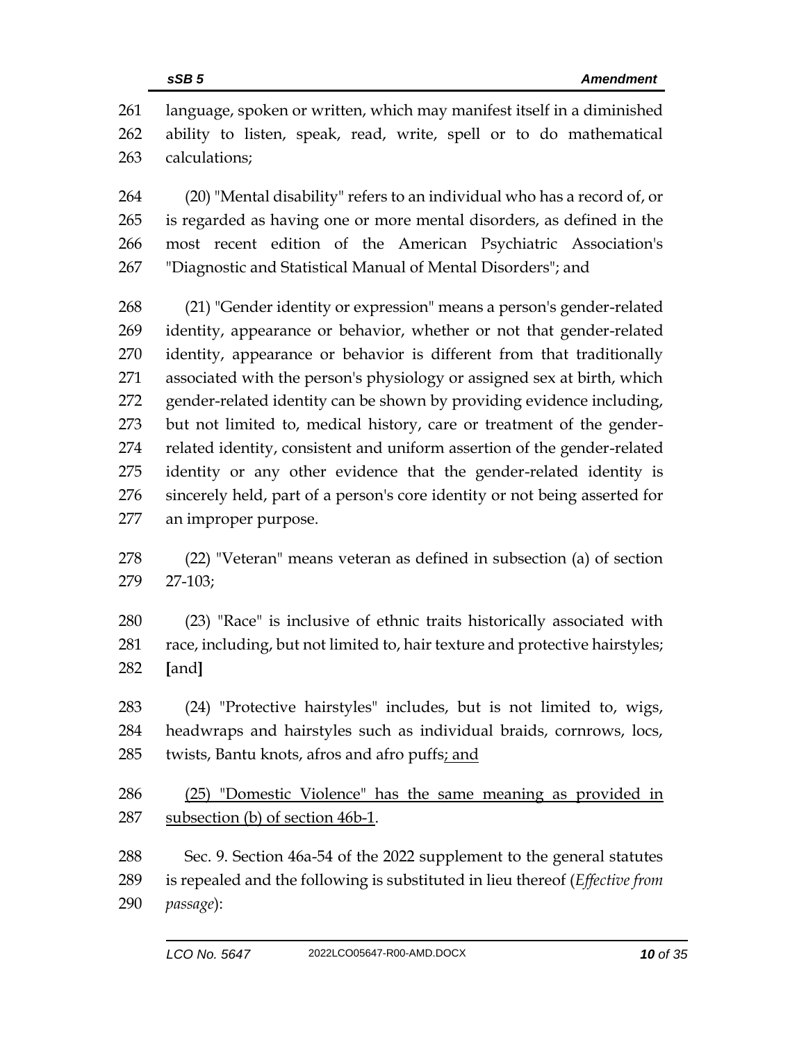language, spoken or written, which may manifest itself in a diminished ability to listen, speak, read, write, spell or to do mathematical calculations;

(20) "Mental disability" refers to an individual who has a record of, or is regarded as having one or more mental disorders, as defined in the most recent edition of the American Psychiatric Association's "Diagnostic and Statistical Manual of Mental Disorders"; and

(21) "Gender identity or expression" means a person's gender-related identity, appearance or behavior, whether or not that gender-related identity, appearance or behavior is different from that traditionally associated with the person's physiology or assigned sex at birth, which gender-related identity can be shown by providing evidence including, but not limited to, medical history, care or treatment of the gender-related identity, consistent and uniform assertion of the gender-related identity or any other evidence that the gender-related identity is sincerely held, part of a person's core identity or not being asserted for an improper purpose.

(22) "Veteran" means veteran as defined in subsection (a) of section 27-103;

(23) "Race" is inclusive of ethnic traits historically associated with race, including, but not limited to, hair texture and protective hairstyles; **[**and**]**

(24) "Protective hairstyles" includes, but is not limited to, wigs, headwraps and hairstyles such as individual braids, cornrows, locs, twists, Bantu knots, afros and afro puffs<u>; and</u>

<u>(25) "Domestic Violence" has the same meaning as provided in subsection (b) of section 46b-1</u>.

Sec. 9. Section 46a-54 of the 2022 supplement to the general statutes is repealed and the following is substituted in lieu thereof (*Effective from passage*):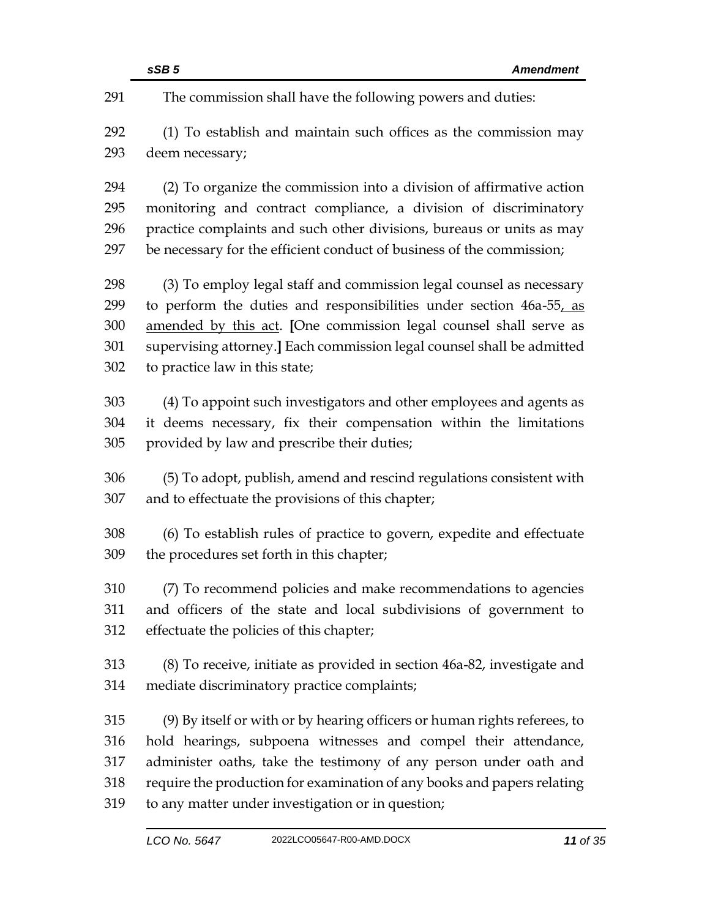The commission shall have the following powers and duties:

(1) To establish and maintain such offices as the commission may deem necessary;

(2) To organize the commission into a division of affirmative action monitoring and contract compliance, a division of discriminatory practice complaints and such other divisions, bureaus or units as may be necessary for the efficient conduct of business of the commission;

(3) To employ legal staff and commission legal counsel as necessary to perform the duties and responsibilities under section 46a-55, as amended by this act. [One commission legal counsel shall serve as supervising attorney.] Each commission legal counsel shall be admitted to practice law in this state;

(4) To appoint such investigators and other employees and agents as it deems necessary, fix their compensation within the limitations provided by law and prescribe their duties;

(5) To adopt, publish, amend and rescind regulations consistent with and to effectuate the provisions of this chapter;

(6) To establish rules of practice to govern, expedite and effectuate the procedures set forth in this chapter;

(7) To recommend policies and make recommendations to agencies and officers of the state and local subdivisions of government to effectuate the policies of this chapter;

(8) To receive, initiate as provided in section 46a-82, investigate and mediate discriminatory practice complaints;

(9) By itself or with or by hearing officers or human rights referees, to hold hearings, subpoena witnesses and compel their attendance, administer oaths, take the testimony of any person under oath and require the production for examination of any books and papers relating to any matter under investigation or in question;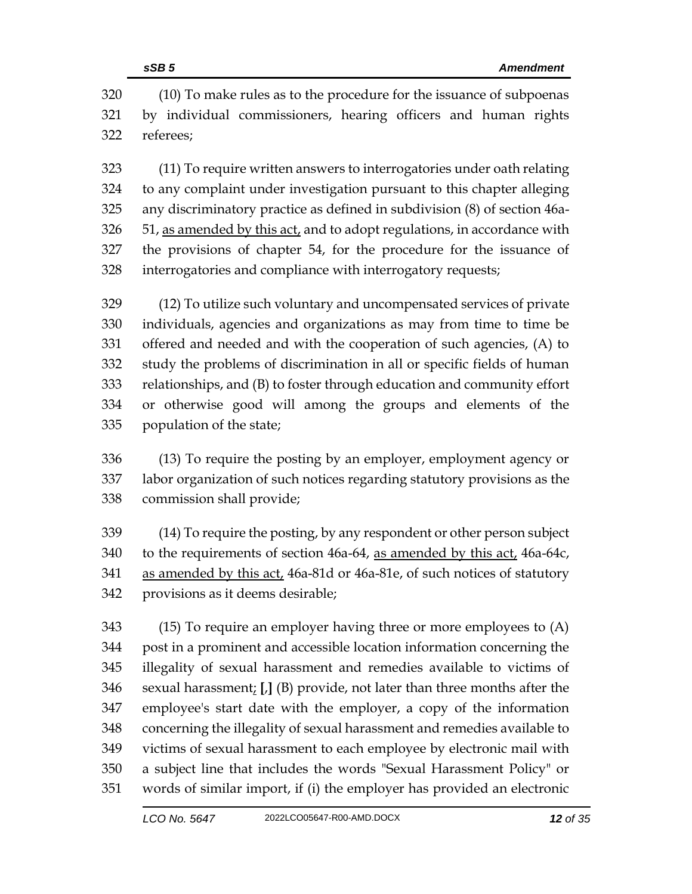(10) To make rules as to the procedure for the issuance of subpoenas by individual commissioners, hearing officers and human rights referees;

(11) To require written answers to interrogatories under oath relating to any complaint under investigation pursuant to this chapter alleging any discriminatory practice as defined in subdivision (8) of section 46a-51, <u>as amended by this act,</u> and to adopt regulations, in accordance with the provisions of chapter 54, for the procedure for the issuance of interrogatories and compliance with interrogatory requests;

(12) To utilize such voluntary and uncompensated services of private individuals, agencies and organizations as may from time to time be offered and needed and with the cooperation of such agencies, (A) to study the problems of discrimination in all or specific fields of human relationships, and (B) to foster through education and community effort or otherwise good will among the groups and elements of the population of the state;

(13) To require the posting by an employer, employment agency or labor organization of such notices regarding statutory provisions as the commission shall provide;

(14) To require the posting, by any respondent or other person subject to the requirements of section 46a-64, <u>as amended by this act,</u> 46a-64c, <u>as amended by this act,</u> 46a-81d or 46a-81e, of such notices of statutory provisions as it deems desirable;

(15) To require an employer having three or more employees to (A) post in a prominent and accessible location information concerning the illegality of sexual harassment and remedies available to victims of sexual harassment<u>;</u> **[**,**]** (B) provide, not later than three months after the employee's start date with the employer, a copy of the information concerning the illegality of sexual harassment and remedies available to victims of sexual harassment to each employee by electronic mail with a subject line that includes the words "Sexual Harassment Policy" or words of similar import, if (i) the employer has provided an electronic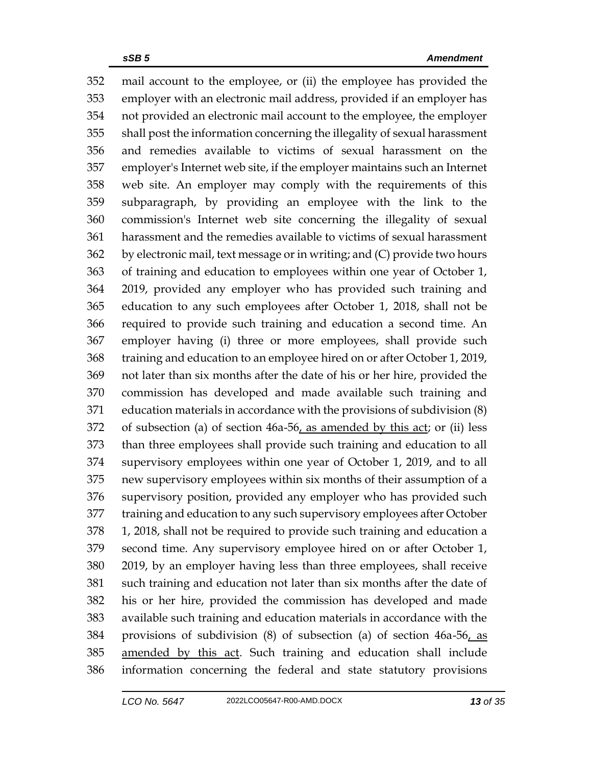mail account to the employee, or (ii) the employee has provided the employer with an electronic mail address, provided if an employer has not provided an electronic mail account to the employee, the employer shall post the information concerning the illegality of sexual harassment and remedies available to victims of sexual harassment on the employer's Internet web site, if the employer maintains such an Internet web site. An employer may comply with the requirements of this subparagraph, by providing an employee with the link to the commission's Internet web site concerning the illegality of sexual harassment and the remedies available to victims of sexual harassment by electronic mail, text message or in writing; and (C) provide two hours of training and education to employees within one year of October 1, 2019, provided any employer who has provided such training and education to any such employees after October 1, 2018, shall not be required to provide such training and education a second time. An employer having (i) three or more employees, shall provide such training and education to an employee hired on or after October 1, 2019, not later than six months after the date of his or her hire, provided the commission has developed and made available such training and education materials in accordance with the provisions of subdivision (8) of subsection (a) of section 46a-56<u>, as amended by this act</u>; or (ii) less than three employees shall provide such training and education to all supervisory employees within one year of October 1, 2019, and to all new supervisory employees within six months of their assumption of a supervisory position, provided any employer who has provided such training and education to any such supervisory employees after October 1, 2018, shall not be required to provide such training and education a second time. Any supervisory employee hired on or after October 1, 2019, by an employer having less than three employees, shall receive such training and education not later than six months after the date of his or her hire, provided the commission has developed and made available such training and education materials in accordance with the provisions of subdivision (8) of subsection (a) of section 46a-56<u>, as amended by this act</u>. Such training and education shall include information concerning the federal and state statutory provisions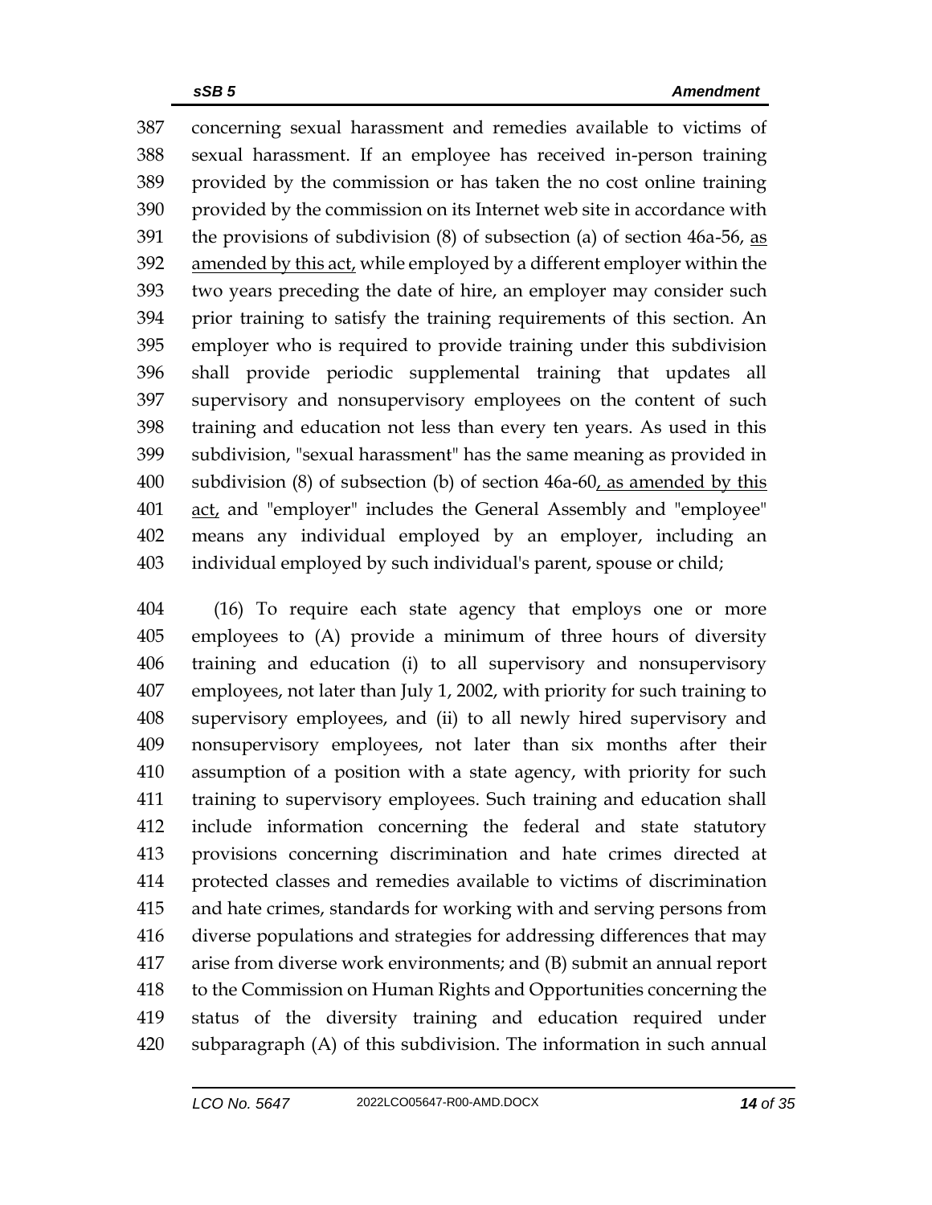concerning sexual harassment and remedies available to victims of sexual harassment. If an employee has received in-person training provided by the commission or has taken the no cost online training provided by the commission on its Internet web site in accordance with the provisions of subdivision (8) of subsection (a) of section 46a-56, <u>as amended by this act,</u> while employed by a different employer within the two years preceding the date of hire, an employer may consider such prior training to satisfy the training requirements of this section. An employer who is required to provide training under this subdivision shall provide periodic supplemental training that updates all supervisory and nonsupervisory employees on the content of such training and education not less than every ten years. As used in this subdivision, "sexual harassment" has the same meaning as provided in subdivision (8) of subsection (b) of section 46a-60<u>, as amended by this act,</u> and "employer" includes the General Assembly and "employee" means any individual employed by an employer, including an individual employed by such individual's parent, spouse or child;

(16) To require each state agency that employs one or more employees to (A) provide a minimum of three hours of diversity training and education (i) to all supervisory and nonsupervisory employees, not later than July 1, 2002, with priority for such training to supervisory employees, and (ii) to all newly hired supervisory and nonsupervisory employees, not later than six months after their assumption of a position with a state agency, with priority for such training to supervisory employees. Such training and education shall include information concerning the federal and state statutory provisions concerning discrimination and hate crimes directed at protected classes and remedies available to victims of discrimination and hate crimes, standards for working with and serving persons from diverse populations and strategies for addressing differences that may arise from diverse work environments; and (B) submit an annual report to the Commission on Human Rights and Opportunities concerning the status of the diversity training and education required under subparagraph (A) of this subdivision. The information in such annual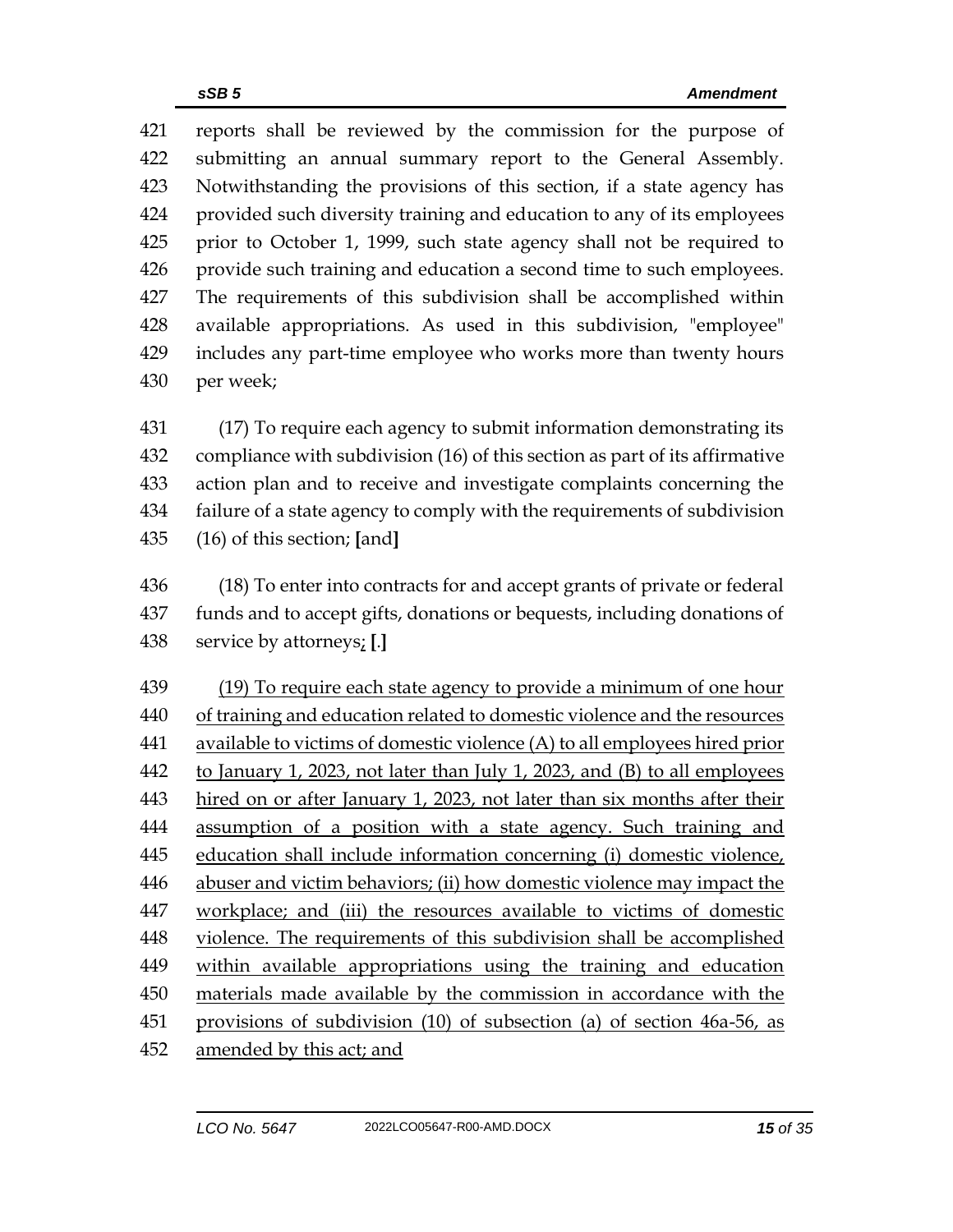reports shall be reviewed by the commission for the purpose of submitting an annual summary report to the General Assembly. Notwithstanding the provisions of this section, if a state agency has provided such diversity training and education to any of its employees prior to October 1, 1999, such state agency shall not be required to provide such training and education a second time to such employees. The requirements of this subdivision shall be accomplished within available appropriations. As used in this subdivision, "employee" includes any part-time employee who works more than twenty hours per week;

(17) To require each agency to submit information demonstrating its compliance with subdivision (16) of this section as part of its affirmative action plan and to receive and investigate complaints concerning the failure of a state agency to comply with the requirements of subdivision (16) of this section; **[**and**]**

(18) To enter into contracts for and accept grants of private or federal funds and to accept gifts, donations or bequests, including donations of service by attorneys<u>;</u> **[**.**]**

<u>(19) To require each state agency to provide a minimum of one hour of training and education related to domestic violence and the resources available to victims of domestic violence (A) to all employees hired prior to January 1, 2023, not later than July 1, 2023, and (B) to all employees hired on or after January 1, 2023, not later than six months after their assumption of a position with a state agency. Such training and education shall include information concerning (i) domestic violence, abuser and victim behaviors; (ii) how domestic violence may impact the workplace; and (iii) the resources available to victims of domestic violence. The requirements of this subdivision shall be accomplished within available appropriations using the training and education materials made available by the commission in accordance with the provisions of subdivision (10) of subsection (a) of section 46a-56, as amended by this act; and</u>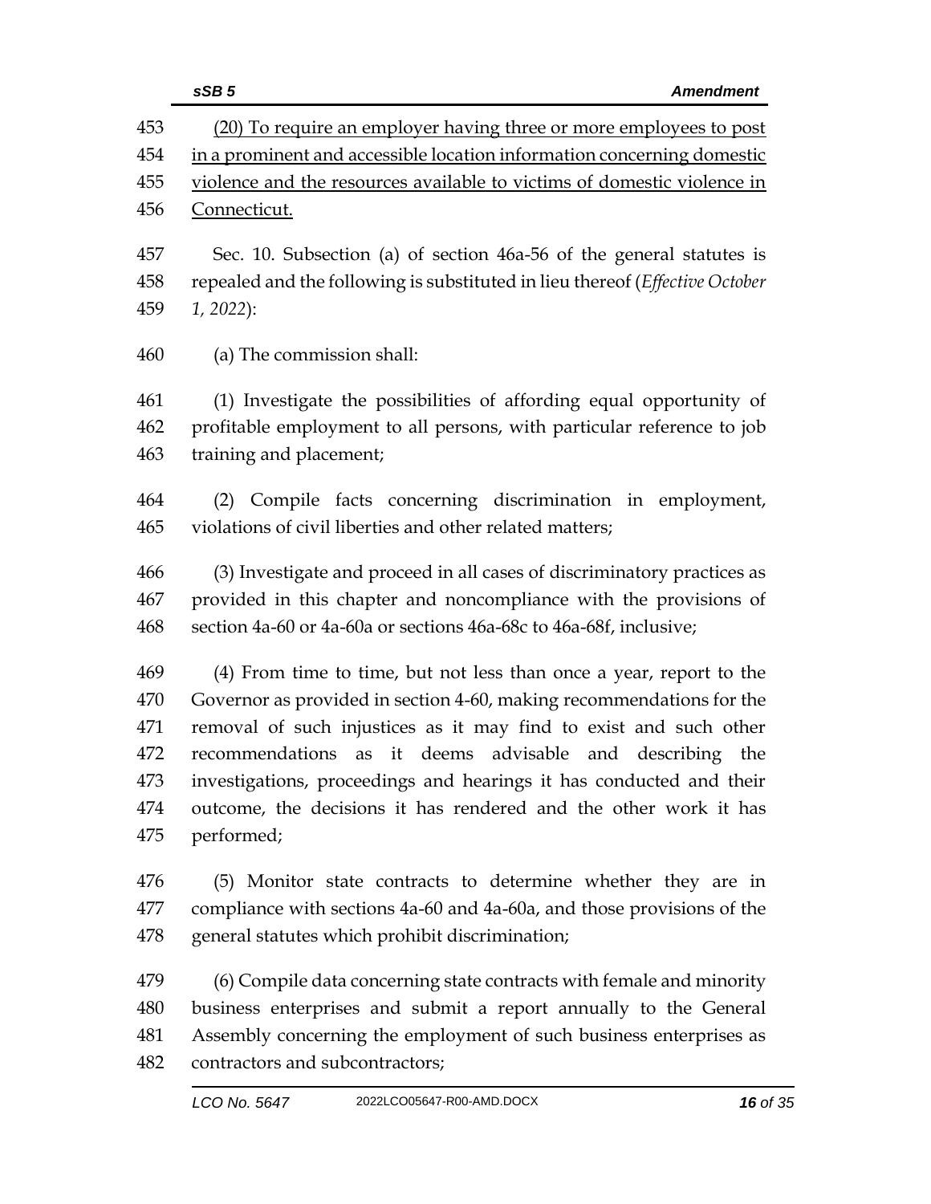<u>(20) To require an employer having three or more employees to post in a prominent and accessible location information concerning domestic violence and the resources available to victims of domestic violence in Connecticut.</u>

Sec. 10. Subsection (a) of section 46a-56 of the general statutes is repealed and the following is substituted in lieu thereof (*Effective October 1, 2022*):

(a) The commission shall:

(1) Investigate the possibilities of affording equal opportunity of profitable employment to all persons, with particular reference to job training and placement;

(2) Compile facts concerning discrimination in employment, violations of civil liberties and other related matters;

(3) Investigate and proceed in all cases of discriminatory practices as provided in this chapter and noncompliance with the provisions of section 4a-60 or 4a-60a or sections 46a-68c to 46a-68f, inclusive;

(4) From time to time, but not less than once a year, report to the Governor as provided in section 4-60, making recommendations for the removal of such injustices as it may find to exist and such other recommendations as it deems advisable and describing the investigations, proceedings and hearings it has conducted and their outcome, the decisions it has rendered and the other work it has performed;

(5) Monitor state contracts to determine whether they are in compliance with sections 4a-60 and 4a-60a, and those provisions of the general statutes which prohibit discrimination;

(6) Compile data concerning state contracts with female and minority business enterprises and submit a report annually to the General Assembly concerning the employment of such business enterprises as contractors and subcontractors;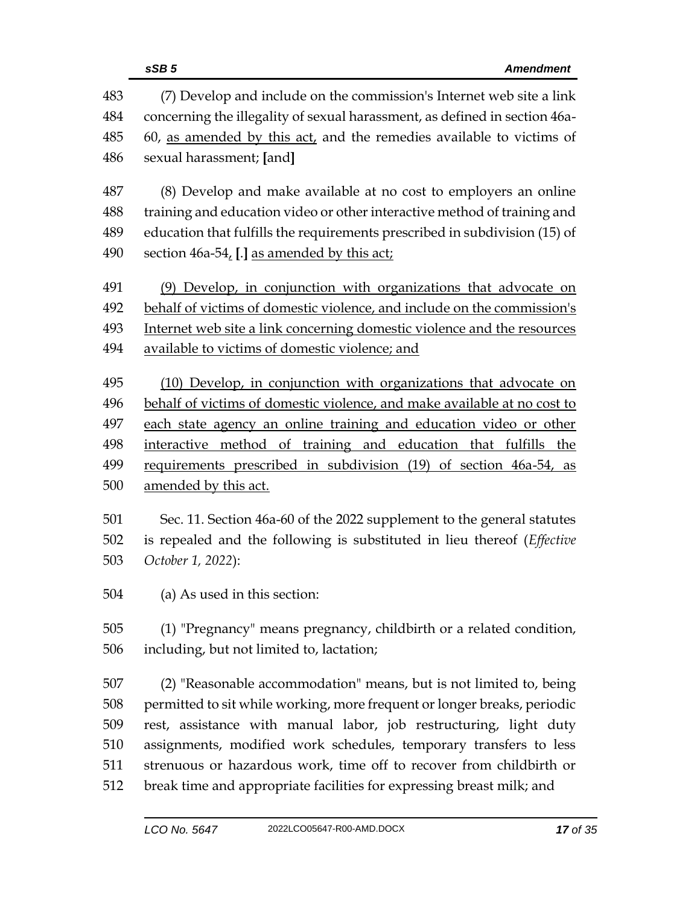(7) Develop and include on the commission's Internet web site a link concerning the illegality of sexual harassment, as defined in section 46a-60, <u>as amended by this act,</u> and the remedies available to victims of sexual harassment; **[**and**]**

(8) Develop and make available at no cost to employers an online training and education video or other interactive method of training and education that fulfills the requirements prescribed in subdivision (15) of section 46a-54<u>,</u> **[**.**]** <u>as amended by this act;</u>

<u>(9) Develop, in conjunction with organizations that advocate on behalf of victims of domestic violence, and include on the commission's Internet web site a link concerning domestic violence and the resources available to victims of domestic violence; and</u>

<u>(10) Develop, in conjunction with organizations that advocate on behalf of victims of domestic violence, and make available at no cost to each state agency an online training and education video or other interactive method of training and education that fulfills the requirements prescribed in subdivision (19) of section 46a-54, as amended by this act.</u>

Sec. 11. Section 46a-60 of the 2022 supplement to the general statutes is repealed and the following is substituted in lieu thereof (*Effective October 1, 2022*):

(a) As used in this section:

(1) "Pregnancy" means pregnancy, childbirth or a related condition, including, but not limited to, lactation;

(2) "Reasonable accommodation" means, but is not limited to, being permitted to sit while working, more frequent or longer breaks, periodic rest, assistance with manual labor, job restructuring, light duty assignments, modified work schedules, temporary transfers to less strenuous or hazardous work, time off to recover from childbirth or break time and appropriate facilities for expressing breast milk; and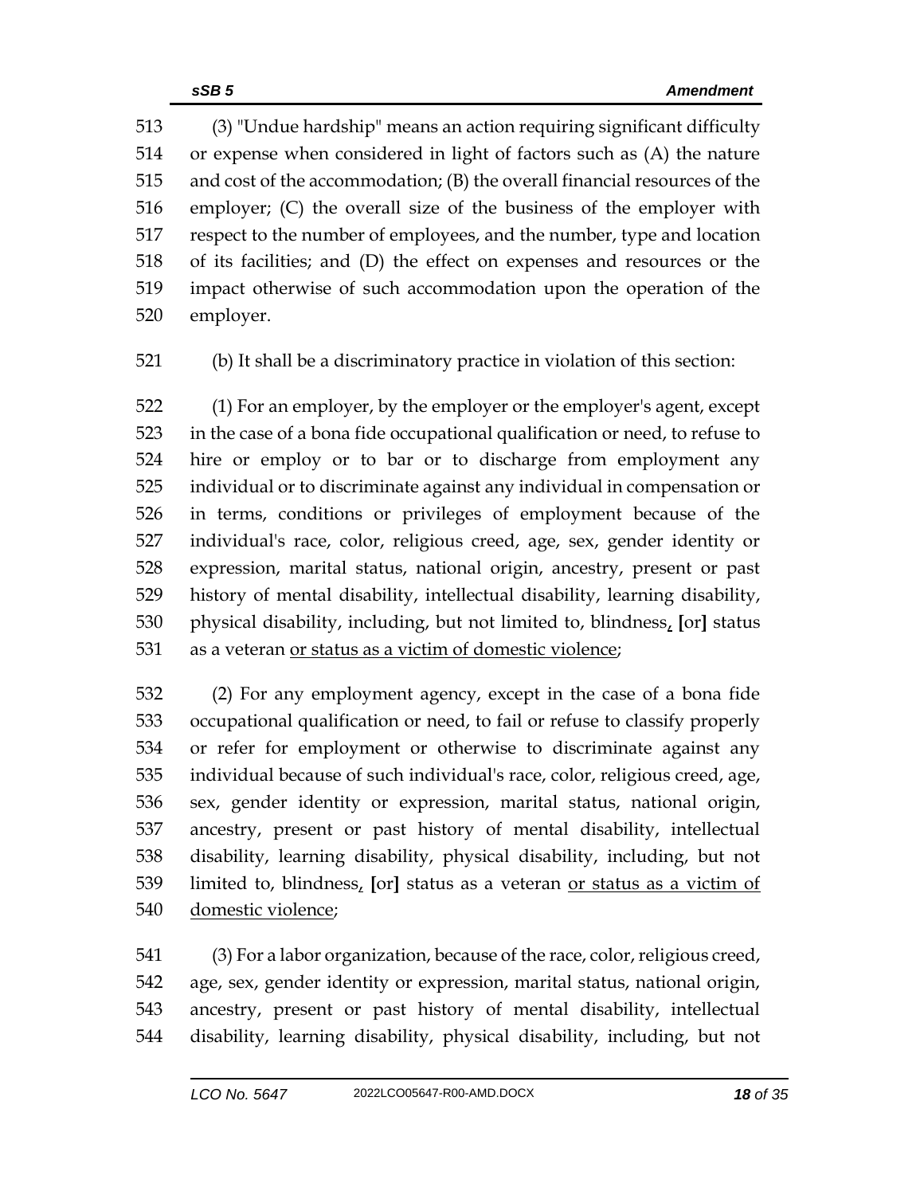(3) "Undue hardship" means an action requiring significant difficulty or expense when considered in light of factors such as (A) the nature and cost of the accommodation; (B) the overall financial resources of the employer; (C) the overall size of the business of the employer with respect to the number of employees, and the number, type and location of its facilities; and (D) the effect on expenses and resources or the impact otherwise of such accommodation upon the operation of the employer.

(b) It shall be a discriminatory practice in violation of this section:

(1) For an employer, by the employer or the employer's agent, except in the case of a bona fide occupational qualification or need, to refuse to hire or employ or to bar or to discharge from employment any individual or to discriminate against any individual in compensation or in terms, conditions or privileges of employment because of the individual's race, color, religious creed, age, sex, gender identity or expression, marital status, national origin, ancestry, present or past history of mental disability, intellectual disability, learning disability, physical disability, including, but not limited to, blindness, **[**or**]** status as a veteran <u>or status as a victim of domestic violence</u>;

(2) For any employment agency, except in the case of a bona fide occupational qualification or need, to fail or refuse to classify properly or refer for employment or otherwise to discriminate against any individual because of such individual's race, color, religious creed, age, sex, gender identity or expression, marital status, national origin, ancestry, present or past history of mental disability, intellectual disability, learning disability, physical disability, including, but not limited to, blindness, **[**or**]** status as a veteran <u>or status as a victim of domestic violence</u>;

(3) For a labor organization, because of the race, color, religious creed, age, sex, gender identity or expression, marital status, national origin, ancestry, present or past history of mental disability, intellectual disability, learning disability, physical disability, including, but not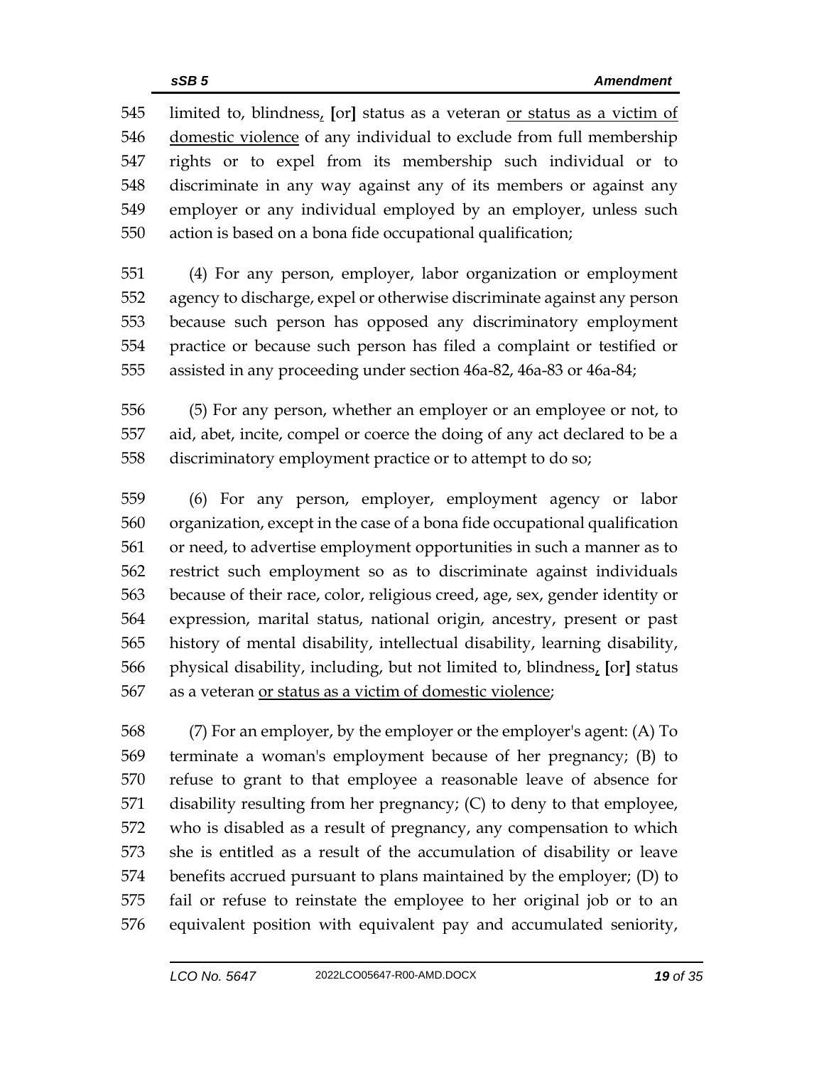545 limited to, blindness, [or] status as a veteran <u>or status as a victim of</u>
546 <u>domestic violence</u> of any individual to exclude from full membership
547 rights or to expel from its membership such individual or to
548 discriminate in any way against any of its members or against any
549 employer or any individual employed by an employer, unless such
550 action is based on a bona fide occupational qualification;

551 (4) For any person, employer, labor organization or employment
552 agency to discharge, expel or otherwise discriminate against any person
553 because such person has opposed any discriminatory employment
554 practice or because such person has filed a complaint or testified or
555 assisted in any proceeding under section 46a-82, 46a-83 or 46a-84;

556 (5) For any person, whether an employer or an employee or not, to
557 aid, abet, incite, compel or coerce the doing of any act declared to be a
558 discriminatory employment practice or to attempt to do so;

559 (6) For any person, employer, employment agency or labor
560 organization, except in the case of a bona fide occupational qualification
561 or need, to advertise employment opportunities in such a manner as to
562 restrict such employment so as to discriminate against individuals
563 because of their race, color, religious creed, age, sex, gender identity or
564 expression, marital status, national origin, ancestry, present or past
565 history of mental disability, intellectual disability, learning disability,
566 physical disability, including, but not limited to, blindness, [or] status
567 as a veteran <u>or status as a victim of domestic violence</u>;

568 (7) For an employer, by the employer or the employer's agent: (A) To
569 terminate a woman's employment because of her pregnancy; (B) to
570 refuse to grant to that employee a reasonable leave of absence for
571 disability resulting from her pregnancy; (C) to deny to that employee,
572 who is disabled as a result of pregnancy, any compensation to which
573 she is entitled as a result of the accumulation of disability or leave
574 benefits accrued pursuant to plans maintained by the employer; (D) to
575 fail or refuse to reinstate the employee to her original job or to an
576 equivalent position with equivalent pay and accumulated seniority,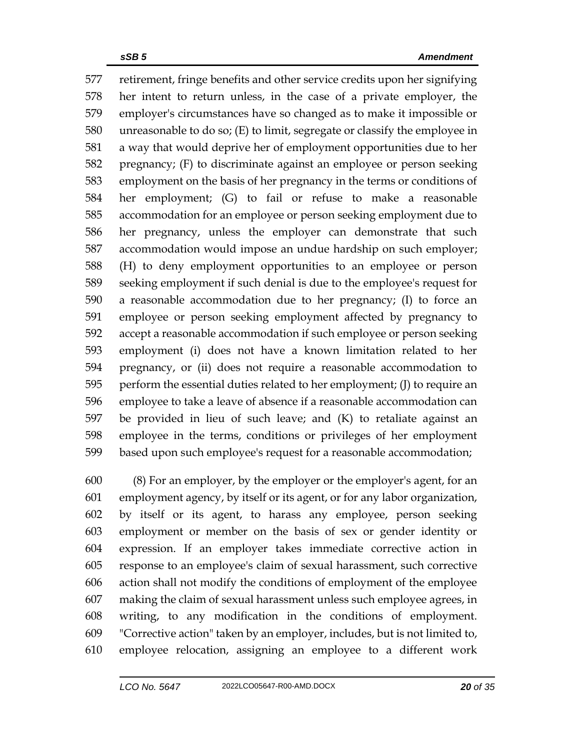retirement, fringe benefits and other service credits upon her signifying her intent to return unless, in the case of a private employer, the employer's circumstances have so changed as to make it impossible or unreasonable to do so; (E) to limit, segregate or classify the employee in a way that would deprive her of employment opportunities due to her pregnancy; (F) to discriminate against an employee or person seeking employment on the basis of her pregnancy in the terms or conditions of her employment; (G) to fail or refuse to make a reasonable accommodation for an employee or person seeking employment due to her pregnancy, unless the employer can demonstrate that such accommodation would impose an undue hardship on such employer; (H) to deny employment opportunities to an employee or person seeking employment if such denial is due to the employee's request for a reasonable accommodation due to her pregnancy; (I) to force an employee or person seeking employment affected by pregnancy to accept a reasonable accommodation if such employee or person seeking employment (i) does not have a known limitation related to her pregnancy, or (ii) does not require a reasonable accommodation to perform the essential duties related to her employment; (J) to require an employee to take a leave of absence if a reasonable accommodation can be provided in lieu of such leave; and (K) to retaliate against an employee in the terms, conditions or privileges of her employment based upon such employee's request for a reasonable accommodation;

(8) For an employer, by the employer or the employer's agent, for an employment agency, by itself or its agent, or for any labor organization, by itself or its agent, to harass any employee, person seeking employment or member on the basis of sex or gender identity or expression. If an employer takes immediate corrective action in response to an employee's claim of sexual harassment, such corrective action shall not modify the conditions of employment of the employee making the claim of sexual harassment unless such employee agrees, in writing, to any modification in the conditions of employment. "Corrective action" taken by an employer, includes, but is not limited to, employee relocation, assigning an employee to a different work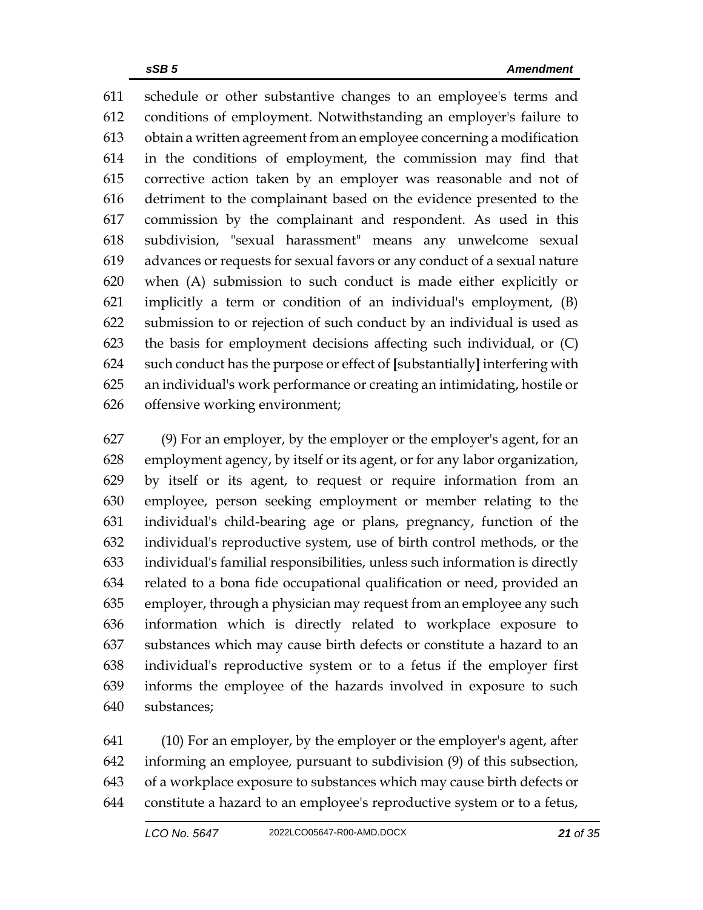schedule or other substantive changes to an employee's terms and conditions of employment. Notwithstanding an employer's failure to obtain a written agreement from an employee concerning a modification in the conditions of employment, the commission may find that corrective action taken by an employer was reasonable and not of detriment to the complainant based on the evidence presented to the commission by the complainant and respondent. As used in this subdivision, "sexual harassment" means any unwelcome sexual advances or requests for sexual favors or any conduct of a sexual nature when (A) submission to such conduct is made either explicitly or implicitly a term or condition of an individual's employment, (B) submission to or rejection of such conduct by an individual is used as the basis for employment decisions affecting such individual, or (C) such conduct has the purpose or effect of [substantially] interfering with an individual's work performance or creating an intimidating, hostile or offensive working environment;

(9) For an employer, by the employer or the employer's agent, for an employment agency, by itself or its agent, or for any labor organization, by itself or its agent, to request or require information from an employee, person seeking employment or member relating to the individual's child-bearing age or plans, pregnancy, function of the individual's reproductive system, use of birth control methods, or the individual's familial responsibilities, unless such information is directly related to a bona fide occupational qualification or need, provided an employer, through a physician may request from an employee any such information which is directly related to workplace exposure to substances which may cause birth defects or constitute a hazard to an individual's reproductive system or to a fetus if the employer first informs the employee of the hazards involved in exposure to such substances;

(10) For an employer, by the employer or the employer's agent, after informing an employee, pursuant to subdivision (9) of this subsection, of a workplace exposure to substances which may cause birth defects or constitute a hazard to an employee's reproductive system or to a fetus,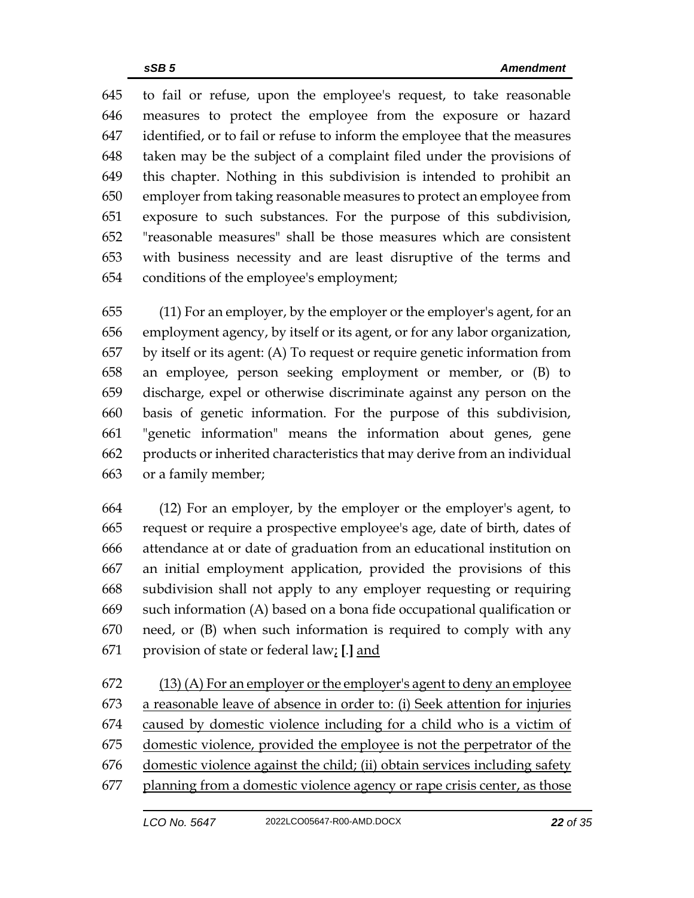to fail or refuse, upon the employee's request, to take reasonable measures to protect the employee from the exposure or hazard identified, or to fail or refuse to inform the employee that the measures taken may be the subject of a complaint filed under the provisions of this chapter. Nothing in this subdivision is intended to prohibit an employer from taking reasonable measures to protect an employee from exposure to such substances. For the purpose of this subdivision, "reasonable measures" shall be those measures which are consistent with business necessity and are least disruptive of the terms and conditions of the employee's employment;

(11) For an employer, by the employer or the employer's agent, for an employment agency, by itself or its agent, or for any labor organization, by itself or its agent: (A) To request or require genetic information from an employee, person seeking employment or member, or (B) to discharge, expel or otherwise discriminate against any person on the basis of genetic information. For the purpose of this subdivision, "genetic information" means the information about genes, gene products or inherited characteristics that may derive from an individual or a family member;

(12) For an employer, by the employer or the employer's agent, to request or require a prospective employee's age, date of birth, dates of attendance at or date of graduation from an educational institution on an initial employment application, provided the provisions of this subdivision shall not apply to any employer requesting or requiring such information (A) based on a bona fide occupational qualification or need, or (B) when such information is required to comply with any provision of state or federal law; [.] and

(13) (A) For an employer or the employer's agent to deny an employee a reasonable leave of absence in order to: (i) Seek attention for injuries caused by domestic violence including for a child who is a victim of domestic violence, provided the employee is not the perpetrator of the domestic violence against the child; (ii) obtain services including safety planning from a domestic violence agency or rape crisis center, as those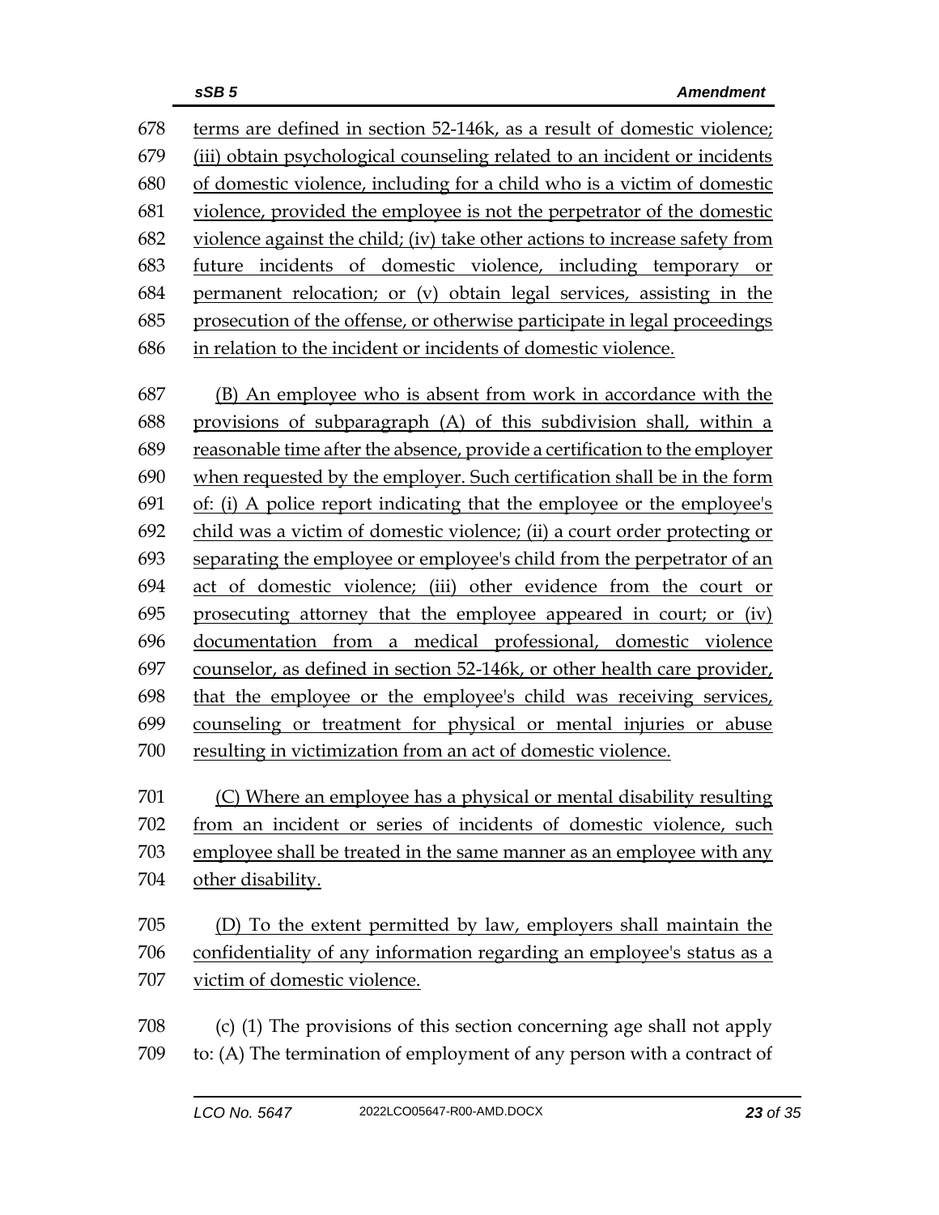terms are defined in section 52-146k, as a result of domestic violence; (iii) obtain psychological counseling related to an incident or incidents of domestic violence, including for a child who is a victim of domestic violence, provided the employee is not the perpetrator of the domestic violence against the child; (iv) take other actions to increase safety from future incidents of domestic violence, including temporary or permanent relocation; or (v) obtain legal services, assisting in the prosecution of the offense, or otherwise participate in legal proceedings in relation to the incident or incidents of domestic violence.

(B) An employee who is absent from work in accordance with the provisions of subparagraph (A) of this subdivision shall, within a reasonable time after the absence, provide a certification to the employer when requested by the employer. Such certification shall be in the form of: (i) A police report indicating that the employee or the employee's child was a victim of domestic violence; (ii) a court order protecting or separating the employee or employee's child from the perpetrator of an act of domestic violence; (iii) other evidence from the court or prosecuting attorney that the employee appeared in court; or (iv) documentation from a medical professional, domestic violence counselor, as defined in section 52-146k, or other health care provider, that the employee or the employee's child was receiving services, counseling or treatment for physical or mental injuries or abuse resulting in victimization from an act of domestic violence.

(C) Where an employee has a physical or mental disability resulting from an incident or series of incidents of domestic violence, such employee shall be treated in the same manner as an employee with any other disability.

(D) To the extent permitted by law, employers shall maintain the confidentiality of any information regarding an employee's status as a victim of domestic violence.

(c) (1) The provisions of this section concerning age shall not apply to: (A) The termination of employment of any person with a contract of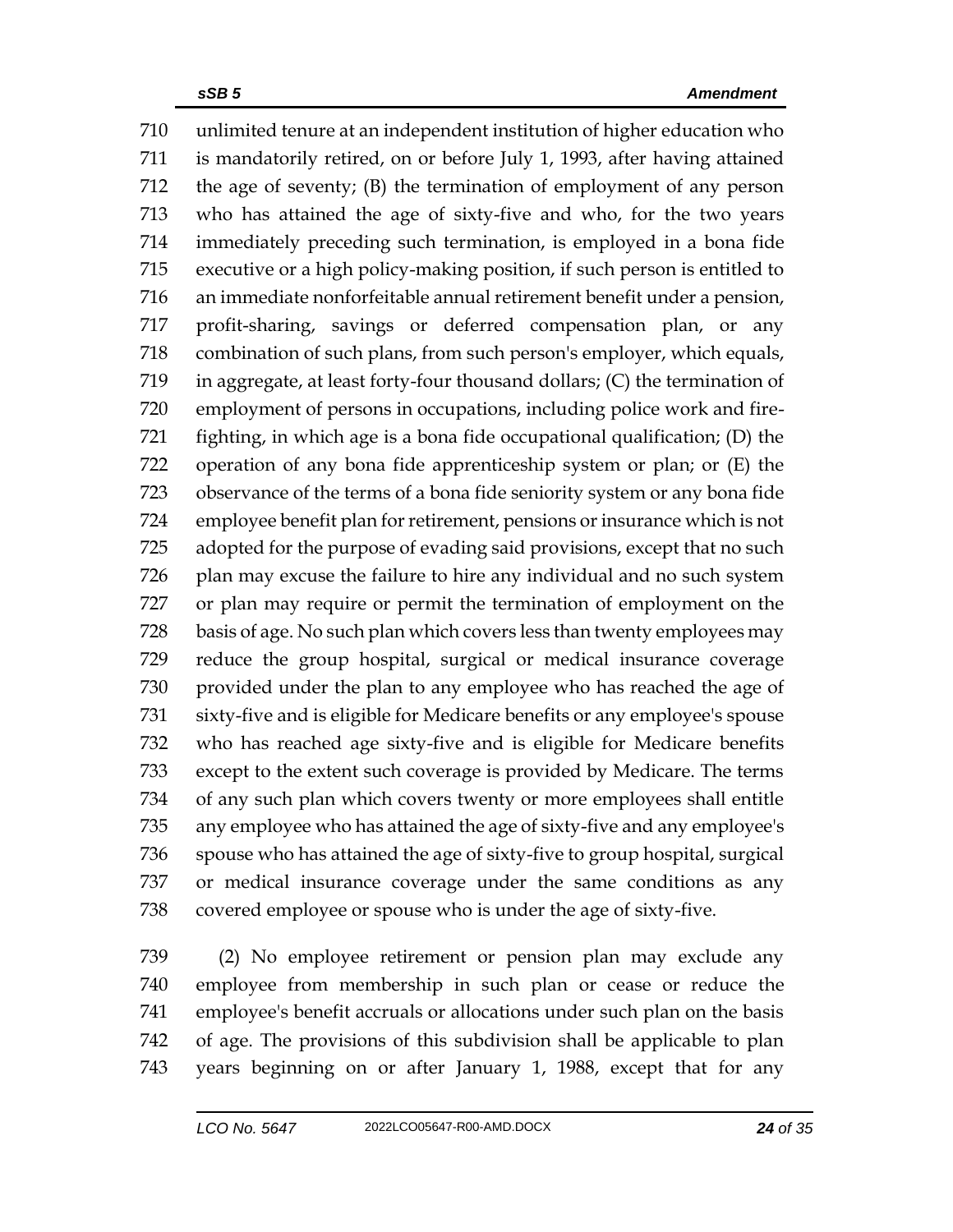unlimited tenure at an independent institution of higher education who is mandatorily retired, on or before July 1, 1993, after having attained the age of seventy; (B) the termination of employment of any person who has attained the age of sixty-five and who, for the two years immediately preceding such termination, is employed in a bona fide executive or a high policy-making position, if such person is entitled to an immediate nonforfeitable annual retirement benefit under a pension, profit-sharing, savings or deferred compensation plan, or any combination of such plans, from such person's employer, which equals, in aggregate, at least forty-four thousand dollars; (C) the termination of employment of persons in occupations, including police work and fire-fighting, in which age is a bona fide occupational qualification; (D) the operation of any bona fide apprenticeship system or plan; or (E) the observance of the terms of a bona fide seniority system or any bona fide employee benefit plan for retirement, pensions or insurance which is not adopted for the purpose of evading said provisions, except that no such plan may excuse the failure to hire any individual and no such system or plan may require or permit the termination of employment on the basis of age. No such plan which covers less than twenty employees may reduce the group hospital, surgical or medical insurance coverage provided under the plan to any employee who has reached the age of sixty-five and is eligible for Medicare benefits or any employee's spouse who has reached age sixty-five and is eligible for Medicare benefits except to the extent such coverage is provided by Medicare. The terms of any such plan which covers twenty or more employees shall entitle any employee who has attained the age of sixty-five and any employee's spouse who has attained the age of sixty-five to group hospital, surgical or medical insurance coverage under the same conditions as any covered employee or spouse who is under the age of sixty-five.

(2) No employee retirement or pension plan may exclude any employee from membership in such plan or cease or reduce the employee's benefit accruals or allocations under such plan on the basis of age. The provisions of this subdivision shall be applicable to plan years beginning on or after January 1, 1988, except that for any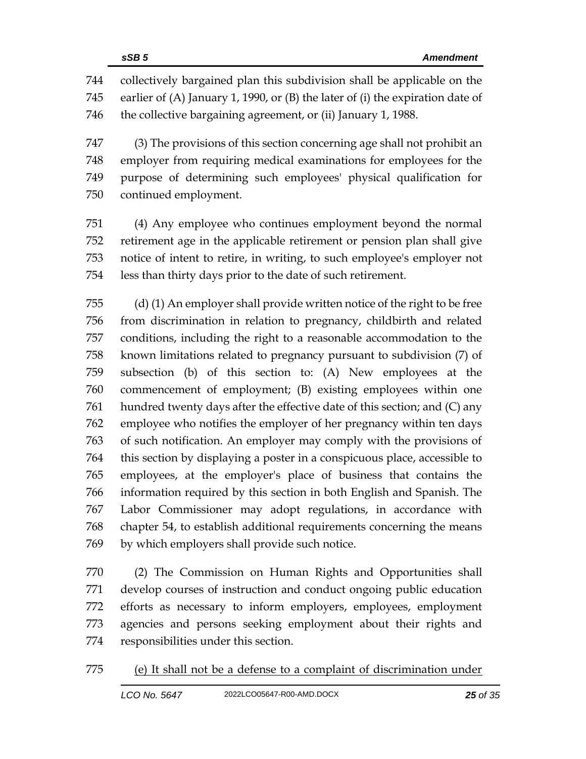collectively bargained plan this subdivision shall be applicable on the earlier of (A) January 1, 1990, or (B) the later of (i) the expiration date of the collective bargaining agreement, or (ii) January 1, 1988.

(3) The provisions of this section concerning age shall not prohibit an employer from requiring medical examinations for employees for the purpose of determining such employees' physical qualification for continued employment.

(4) Any employee who continues employment beyond the normal retirement age in the applicable retirement or pension plan shall give notice of intent to retire, in writing, to such employee's employer not less than thirty days prior to the date of such retirement.

(d) (1) An employer shall provide written notice of the right to be free from discrimination in relation to pregnancy, childbirth and related conditions, including the right to a reasonable accommodation to the known limitations related to pregnancy pursuant to subdivision (7) of subsection (b) of this section to: (A) New employees at the commencement of employment; (B) existing employees within one hundred twenty days after the effective date of this section; and (C) any employee who notifies the employer of her pregnancy within ten days of such notification. An employer may comply with the provisions of this section by displaying a poster in a conspicuous place, accessible to employees, at the employer's place of business that contains the information required by this section in both English and Spanish. The Labor Commissioner may adopt regulations, in accordance with chapter 54, to establish additional requirements concerning the means by which employers shall provide such notice.

(2) The Commission on Human Rights and Opportunities shall develop courses of instruction and conduct ongoing public education efforts as necessary to inform employers, employees, employment agencies and persons seeking employment about their rights and responsibilities under this section.

<u>(e) It shall not be a defense to a complaint of discrimination under</u>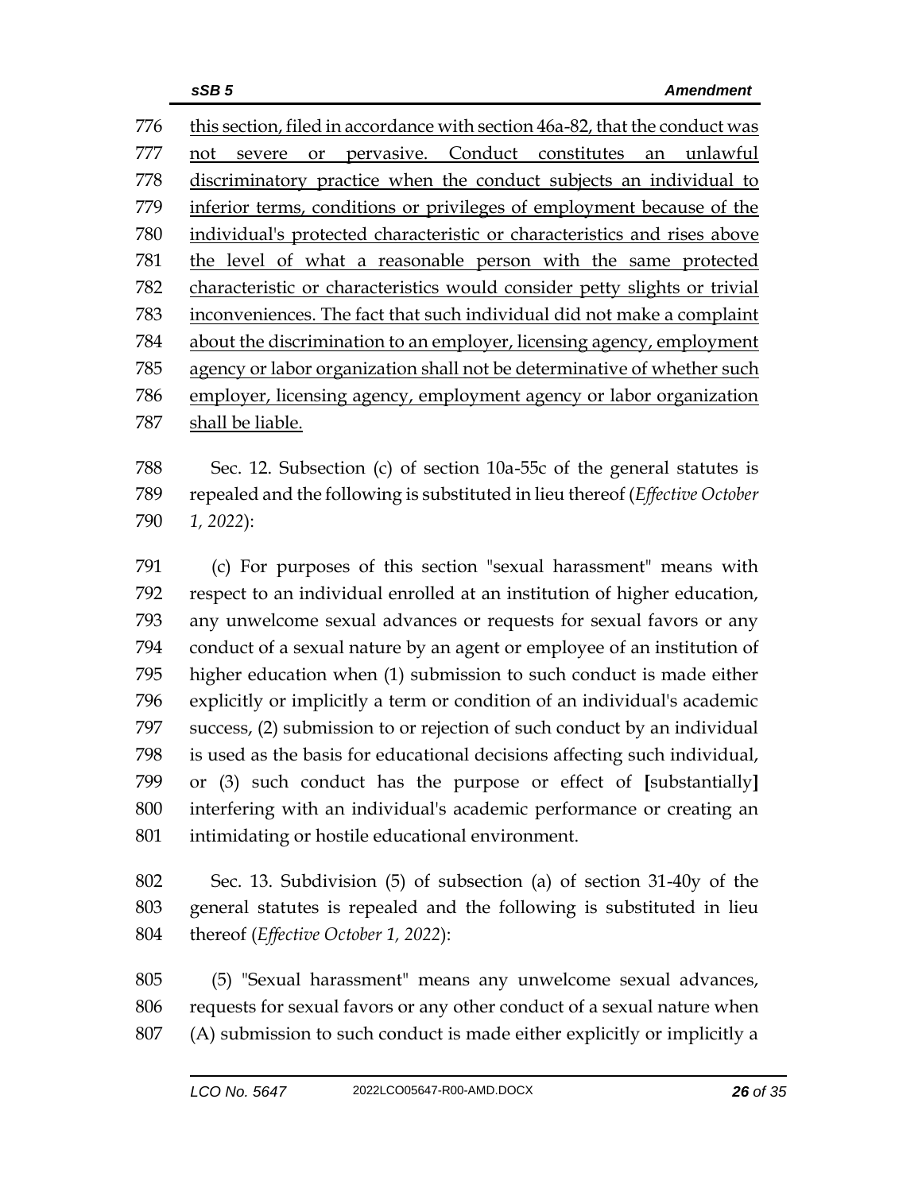this section, filed in accordance with section 46a-82, that the conduct was not severe or pervasive. Conduct constitutes an unlawful discriminatory practice when the conduct subjects an individual to inferior terms, conditions or privileges of employment because of the individual's protected characteristic or characteristics and rises above the level of what a reasonable person with the same protected characteristic or characteristics would consider petty slights or trivial inconveniences. The fact that such individual did not make a complaint about the discrimination to an employer, licensing agency, employment agency or labor organization shall not be determinative of whether such employer, licensing agency, employment agency or labor organization shall be liable.

Sec. 12. Subsection (c) of section 10a-55c of the general statutes is repealed and the following is substituted in lieu thereof (*Effective October 1, 2022*):

(c) For purposes of this section "sexual harassment" means with respect to an individual enrolled at an institution of higher education, any unwelcome sexual advances or requests for sexual favors or any conduct of a sexual nature by an agent or employee of an institution of higher education when (1) submission to such conduct is made either explicitly or implicitly a term or condition of an individual's academic success, (2) submission to or rejection of such conduct by an individual is used as the basis for educational decisions affecting such individual, or (3) such conduct has the purpose or effect of **[**substantially**]** interfering with an individual's academic performance or creating an intimidating or hostile educational environment.

Sec. 13. Subdivision (5) of subsection (a) of section 31-40y of the general statutes is repealed and the following is substituted in lieu thereof (*Effective October 1, 2022*):

(5) "Sexual harassment" means any unwelcome sexual advances, requests for sexual favors or any other conduct of a sexual nature when (A) submission to such conduct is made either explicitly or implicitly a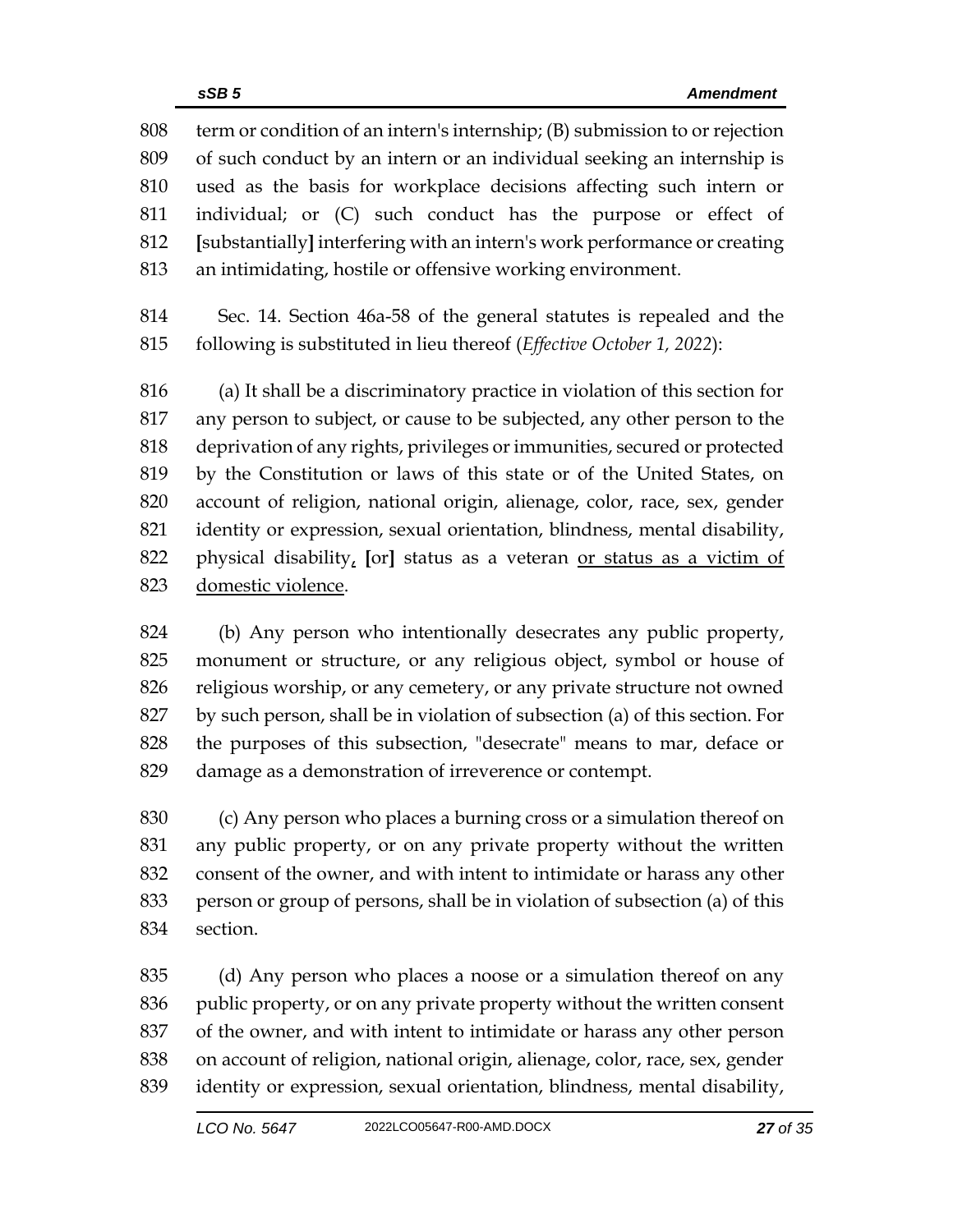term or condition of an intern's internship; (B) submission to or rejection of such conduct by an intern or an individual seeking an internship is used as the basis for workplace decisions affecting such intern or individual; or (C) such conduct has the purpose or effect of [substantially] interfering with an intern's work performance or creating an intimidating, hostile or offensive working environment.

Sec. 14. Section 46a-58 of the general statutes is repealed and the following is substituted in lieu thereof (*Effective October 1, 2022*):

(a) It shall be a discriminatory practice in violation of this section for any person to subject, or cause to be subjected, any other person to the deprivation of any rights, privileges or immunities, secured or protected by the Constitution or laws of this state or of the United States, on account of religion, national origin, alienage, color, race, sex, gender identity or expression, sexual orientation, blindness, mental disability, physical disability, [or] status as a veteran or status as a victim of domestic violence.

(b) Any person who intentionally desecrates any public property, monument or structure, or any religious object, symbol or house of religious worship, or any cemetery, or any private structure not owned by such person, shall be in violation of subsection (a) of this section. For the purposes of this subsection, "desecrate" means to mar, deface or damage as a demonstration of irreverence or contempt.

(c) Any person who places a burning cross or a simulation thereof on any public property, or on any private property without the written consent of the owner, and with intent to intimidate or harass any other person or group of persons, shall be in violation of subsection (a) of this section.

(d) Any person who places a noose or a simulation thereof on any public property, or on any private property without the written consent of the owner, and with intent to intimidate or harass any other person on account of religion, national origin, alienage, color, race, sex, gender identity or expression, sexual orientation, blindness, mental disability,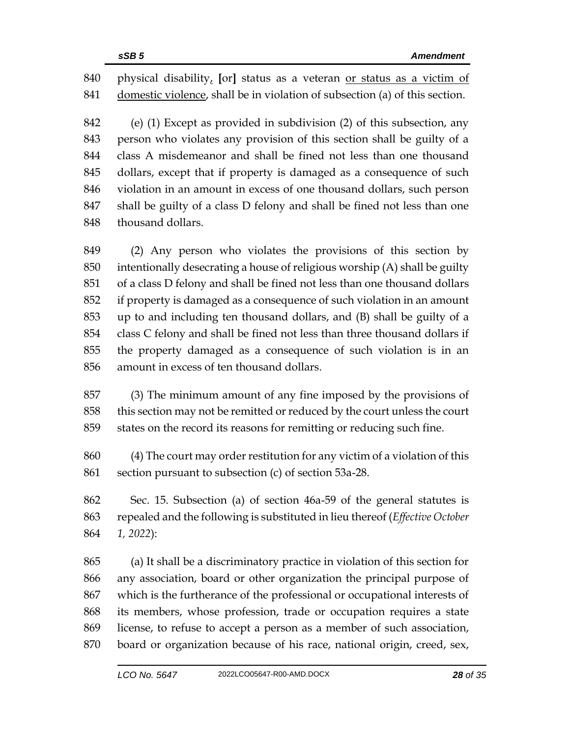physical disability, [or] status as a veteran <u>or status as a victim of domestic violence</u>, shall be in violation of subsection (a) of this section.

(e) (1) Except as provided in subdivision (2) of this subsection, any person who violates any provision of this section shall be guilty of a class A misdemeanor and shall be fined not less than one thousand dollars, except that if property is damaged as a consequence of such violation in an amount in excess of one thousand dollars, such person shall be guilty of a class D felony and shall be fined not less than one thousand dollars.

(2) Any person who violates the provisions of this section by intentionally desecrating a house of religious worship (A) shall be guilty of a class D felony and shall be fined not less than one thousand dollars if property is damaged as a consequence of such violation in an amount up to and including ten thousand dollars, and (B) shall be guilty of a class C felony and shall be fined not less than three thousand dollars if the property damaged as a consequence of such violation is in an amount in excess of ten thousand dollars.

(3) The minimum amount of any fine imposed by the provisions of this section may not be remitted or reduced by the court unless the court states on the record its reasons for remitting or reducing such fine.

(4) The court may order restitution for any victim of a violation of this section pursuant to subsection (c) of section 53a-28.

Sec. 15. Subsection (a) of section 46a-59 of the general statutes is repealed and the following is substituted in lieu thereof (*Effective October 1, 2022*):

(a) It shall be a discriminatory practice in violation of this section for any association, board or other organization the principal purpose of which is the furtherance of the professional or occupational interests of its members, whose profession, trade or occupation requires a state license, to refuse to accept a person as a member of such association, board or organization because of his race, national origin, creed, sex,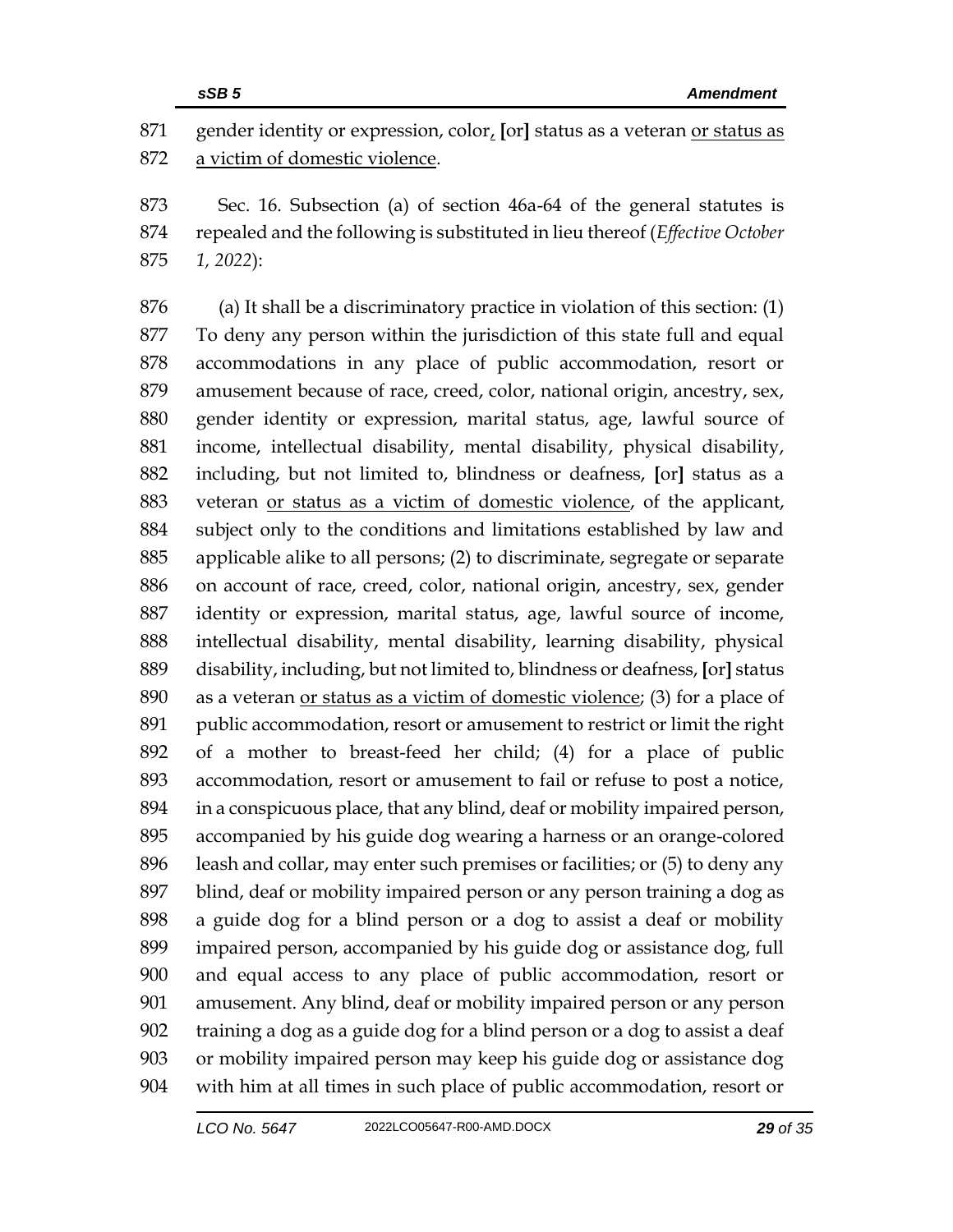gender identity or expression, color, [or] status as a veteran or status as a victim of domestic violence.

Sec. 16. Subsection (a) of section 46a-64 of the general statutes is repealed and the following is substituted in lieu thereof (*Effective October 1, 2022*):

(a) It shall be a discriminatory practice in violation of this section: (1) To deny any person within the jurisdiction of this state full and equal accommodations in any place of public accommodation, resort or amusement because of race, creed, color, national origin, ancestry, sex, gender identity or expression, marital status, age, lawful source of income, intellectual disability, mental disability, physical disability, including, but not limited to, blindness or deafness, [or] status as a veteran or status as a victim of domestic violence, of the applicant, subject only to the conditions and limitations established by law and applicable alike to all persons; (2) to discriminate, segregate or separate on account of race, creed, color, national origin, ancestry, sex, gender identity or expression, marital status, age, lawful source of income, intellectual disability, mental disability, learning disability, physical disability, including, but not limited to, blindness or deafness, [or] status as a veteran or status as a victim of domestic violence; (3) for a place of public accommodation, resort or amusement to restrict or limit the right of a mother to breast-feed her child; (4) for a place of public accommodation, resort or amusement to fail or refuse to post a notice, in a conspicuous place, that any blind, deaf or mobility impaired person, accompanied by his guide dog wearing a harness or an orange-colored leash and collar, may enter such premises or facilities; or (5) to deny any blind, deaf or mobility impaired person or any person training a dog as a guide dog for a blind person or a dog to assist a deaf or mobility impaired person, accompanied by his guide dog or assistance dog, full and equal access to any place of public accommodation, resort or amusement. Any blind, deaf or mobility impaired person or any person training a dog as a guide dog for a blind person or a dog to assist a deaf or mobility impaired person may keep his guide dog or assistance dog with him at all times in such place of public accommodation, resort or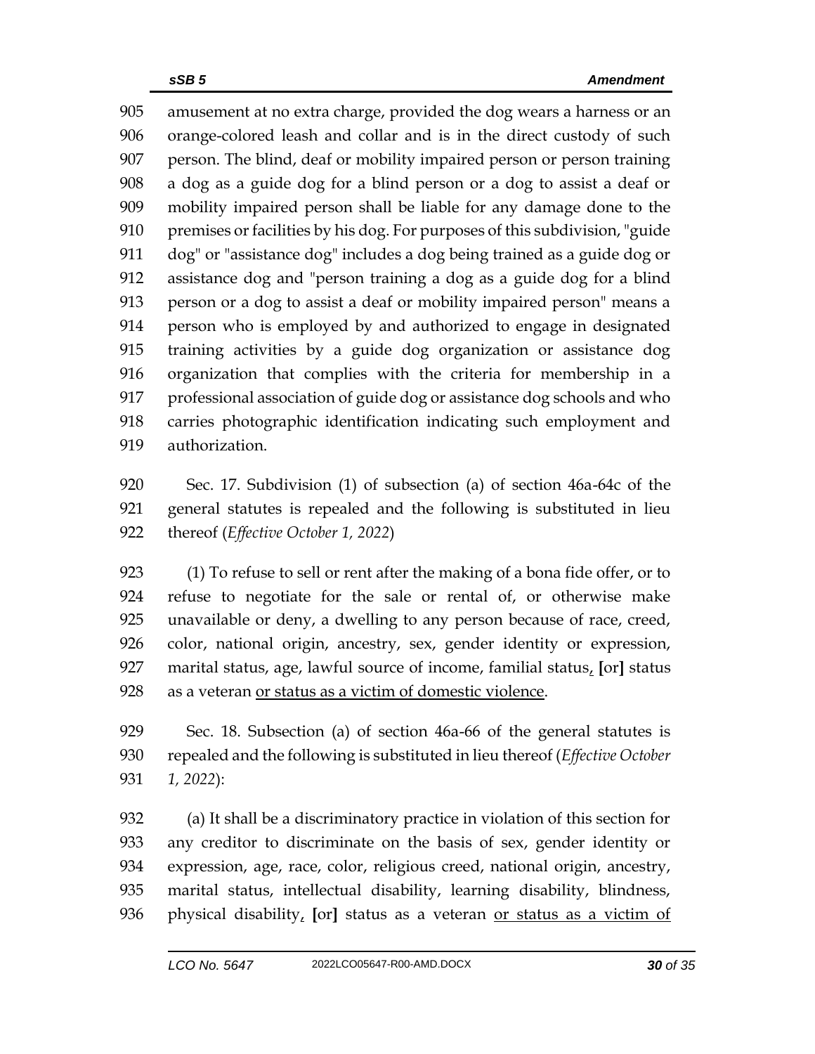905 amusement at no extra charge, provided the dog wears a harness or an
906 orange-colored leash and collar and is in the direct custody of such
907 person. The blind, deaf or mobility impaired person or person training
908 a dog as a guide dog for a blind person or a dog to assist a deaf or
909 mobility impaired person shall be liable for any damage done to the
910 premises or facilities by his dog. For purposes of this subdivision, "guide
911 dog" or "assistance dog" includes a dog being trained as a guide dog or
912 assistance dog and "person training a dog as a guide dog for a blind
913 person or a dog to assist a deaf or mobility impaired person" means a
914 person who is employed by and authorized to engage in designated
915 training activities by a guide dog organization or assistance dog
916 organization that complies with the criteria for membership in a
917 professional association of guide dog or assistance dog schools and who
918 carries photographic identification indicating such employment and
919 authorization.

920 Sec. 17. Subdivision (1) of subsection (a) of section 46a-64c of the
921 general statutes is repealed and the following is substituted in lieu
922 thereof (*Effective October 1, 2022*)

923 (1) To refuse to sell or rent after the making of a bona fide offer, or to
924 refuse to negotiate for the sale or rental of, or otherwise make
925 unavailable or deny, a dwelling to any person because of race, creed,
926 color, national origin, ancestry, sex, gender identity or expression,
927 marital status, age, lawful source of income, familial status<u>,</u> **[**or**]** status
928 as a veteran <u>or status as a victim of domestic violence</u>.

929 Sec. 18. Subsection (a) of section 46a-66 of the general statutes is
930 repealed and the following is substituted in lieu thereof (*Effective October*
931 *1, 2022*):

932 (a) It shall be a discriminatory practice in violation of this section for
933 any creditor to discriminate on the basis of sex, gender identity or
934 expression, age, race, color, religious creed, national origin, ancestry,
935 marital status, intellectual disability, learning disability, blindness,
936 physical disability<u>,</u> **[**or**]** status as a veteran <u>or status as a victim of</u>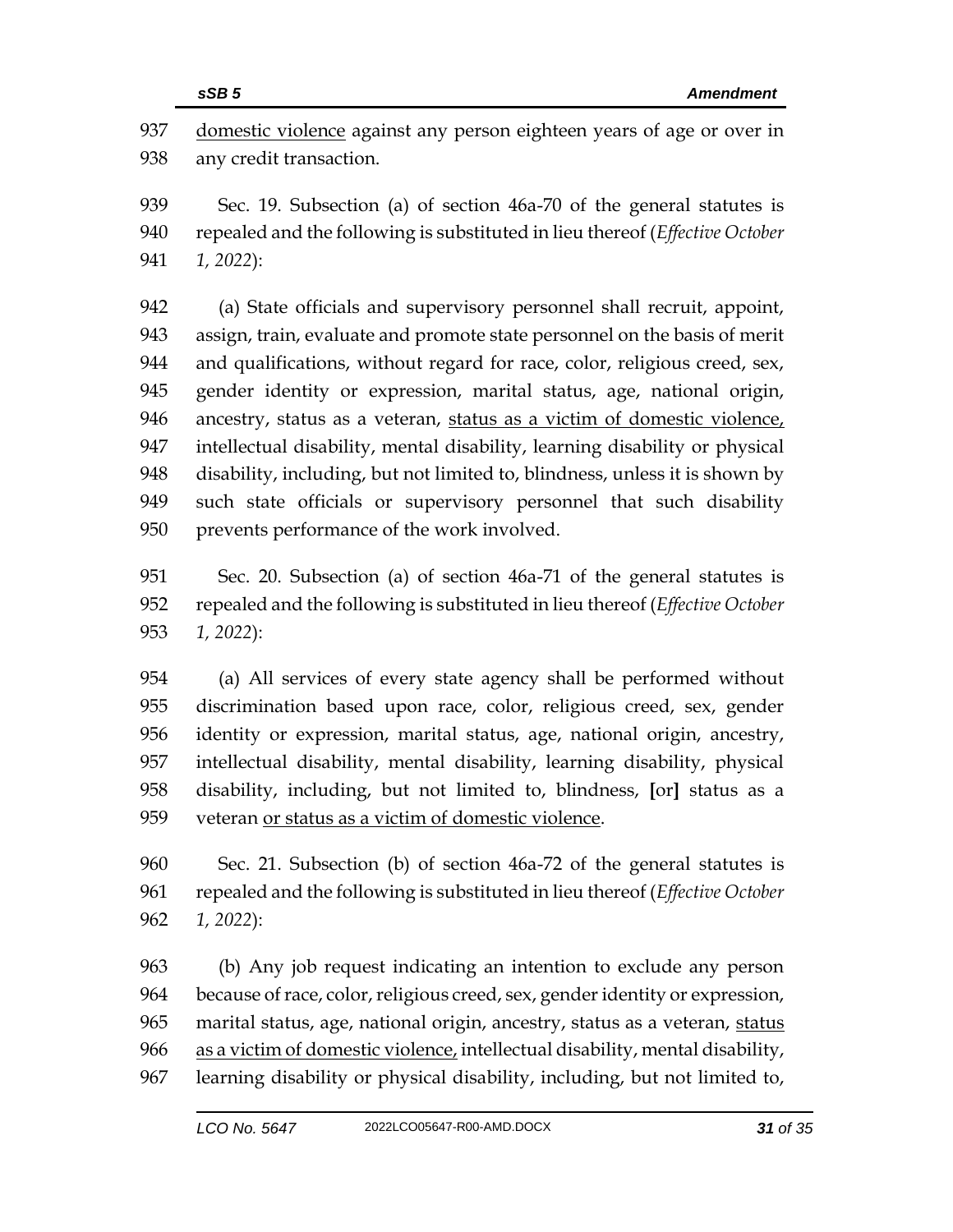domestic violence against any person eighteen years of age or over in any credit transaction.

Sec. 19. Subsection (a) of section 46a-70 of the general statutes is repealed and the following is substituted in lieu thereof (*Effective October 1, 2022*):

(a) State officials and supervisory personnel shall recruit, appoint, assign, train, evaluate and promote state personnel on the basis of merit and qualifications, without regard for race, color, religious creed, sex, gender identity or expression, marital status, age, national origin, ancestry, status as a veteran, <u>status as a victim of domestic violence,</u> intellectual disability, mental disability, learning disability or physical disability, including, but not limited to, blindness, unless it is shown by such state officials or supervisory personnel that such disability prevents performance of the work involved.

Sec. 20. Subsection (a) of section 46a-71 of the general statutes is repealed and the following is substituted in lieu thereof (*Effective October 1, 2022*):

(a) All services of every state agency shall be performed without discrimination based upon race, color, religious creed, sex, gender identity or expression, marital status, age, national origin, ancestry, intellectual disability, mental disability, learning disability, physical disability, including, but not limited to, blindness, **[**or**]** status as a veteran <u>or status as a victim of domestic violence</u>.

Sec. 21. Subsection (b) of section 46a-72 of the general statutes is repealed and the following is substituted in lieu thereof (*Effective October 1, 2022*):

(b) Any job request indicating an intention to exclude any person because of race, color, religious creed, sex, gender identity or expression, marital status, age, national origin, ancestry, status as a veteran, <u>status as a victim of domestic violence,</u> intellectual disability, mental disability, learning disability or physical disability, including, but not limited to,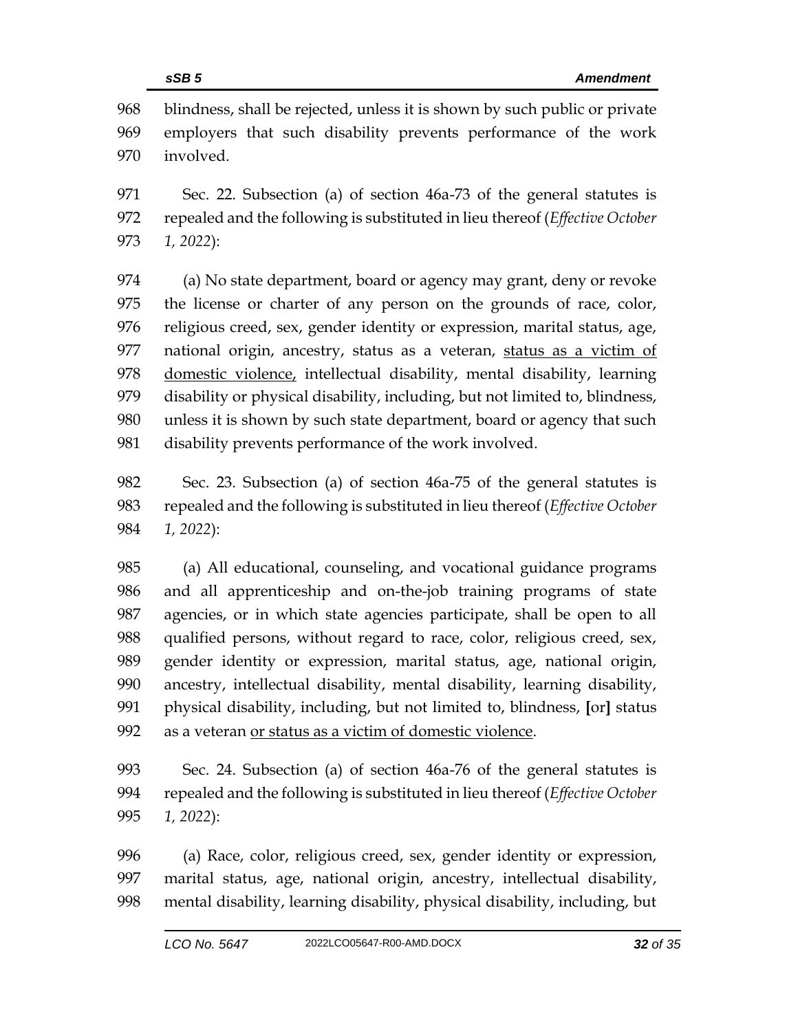blindness, shall be rejected, unless it is shown by such public or private employers that such disability prevents performance of the work involved.

Sec. 22. Subsection (a) of section 46a-73 of the general statutes is repealed and the following is substituted in lieu thereof (*Effective October 1, 2022*):

(a) No state department, board or agency may grant, deny or revoke the license or charter of any person on the grounds of race, color, religious creed, sex, gender identity or expression, marital status, age, national origin, ancestry, status as a veteran, <u>status as a victim of domestic violence,</u> intellectual disability, mental disability, learning disability or physical disability, including, but not limited to, blindness, unless it is shown by such state department, board or agency that such disability prevents performance of the work involved.

Sec. 23. Subsection (a) of section 46a-75 of the general statutes is repealed and the following is substituted in lieu thereof (*Effective October 1, 2022*):

(a) All educational, counseling, and vocational guidance programs and all apprenticeship and on-the-job training programs of state agencies, or in which state agencies participate, shall be open to all qualified persons, without regard to race, color, religious creed, sex, gender identity or expression, marital status, age, national origin, ancestry, intellectual disability, mental disability, learning disability, physical disability, including, but not limited to, blindness, **[**or**]** status as a veteran <u>or status as a victim of domestic violence</u>.

Sec. 24. Subsection (a) of section 46a-76 of the general statutes is repealed and the following is substituted in lieu thereof (*Effective October 1, 2022*):

(a) Race, color, religious creed, sex, gender identity or expression, marital status, age, national origin, ancestry, intellectual disability, mental disability, learning disability, physical disability, including, but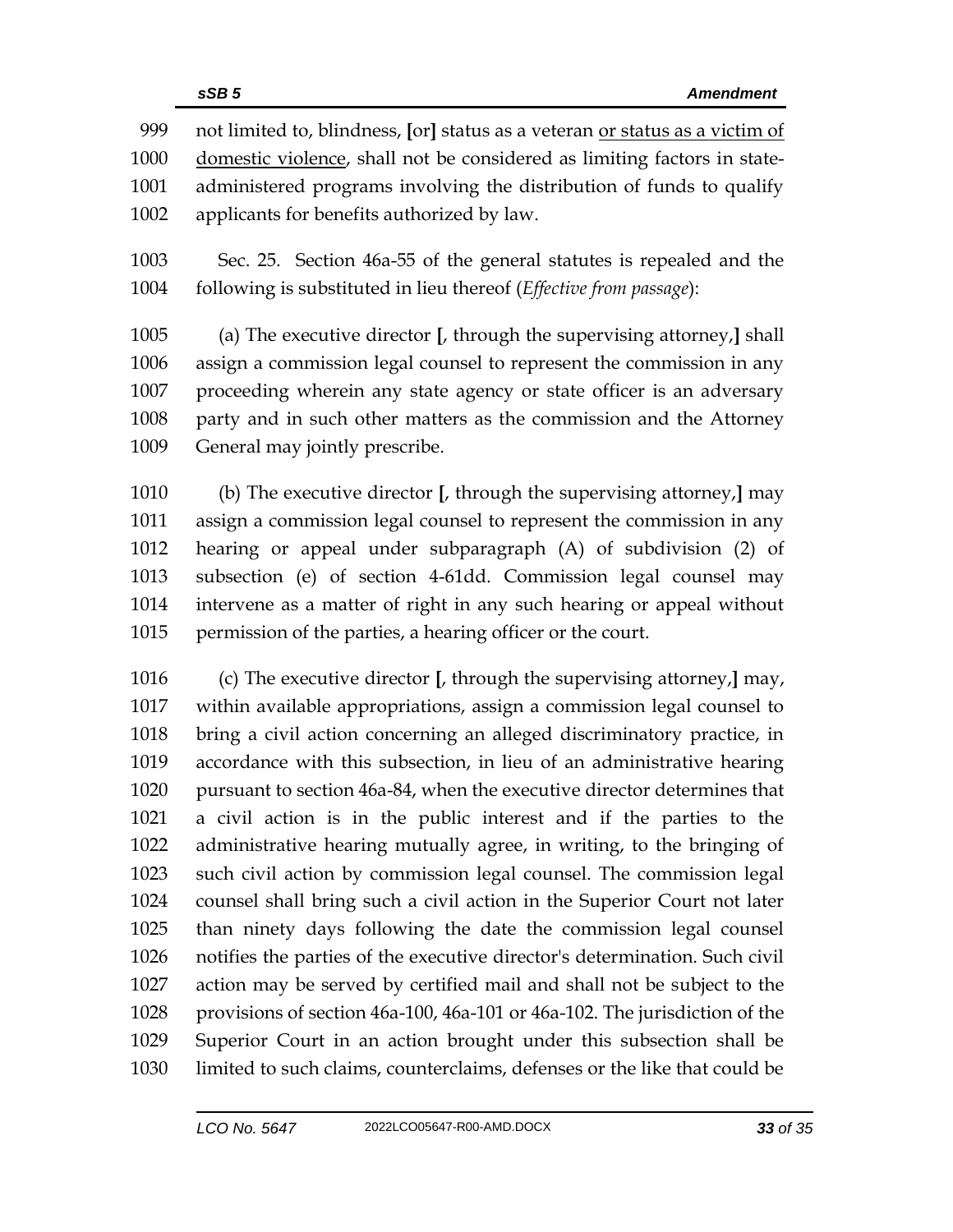999 not limited to, blindness, [or] status as a veteran <u>or status as a victim of</u>
1000 <u>domestic violence</u>, shall not be considered as limiting factors in state-
1001 administered programs involving the distribution of funds to qualify
1002 applicants for benefits authorized by law.

1003 Sec. 25. Section 46a-55 of the general statutes is repealed and the
1004 following is substituted in lieu thereof (*Effective from passage*):

1005 (a) The executive director **[**, through the supervising attorney,**]** shall
1006 assign a commission legal counsel to represent the commission in any
1007 proceeding wherein any state agency or state officer is an adversary
1008 party and in such other matters as the commission and the Attorney
1009 General may jointly prescribe.

1010 (b) The executive director **[**, through the supervising attorney,**]** may
1011 assign a commission legal counsel to represent the commission in any
1012 hearing or appeal under subparagraph (A) of subdivision (2) of
1013 subsection (e) of section 4-61dd. Commission legal counsel may
1014 intervene as a matter of right in any such hearing or appeal without
1015 permission of the parties, a hearing officer or the court.

1016 (c) The executive director **[**, through the supervising attorney,**]** may,
1017 within available appropriations, assign a commission legal counsel to
1018 bring a civil action concerning an alleged discriminatory practice, in
1019 accordance with this subsection, in lieu of an administrative hearing
1020 pursuant to section 46a-84, when the executive director determines that
1021 a civil action is in the public interest and if the parties to the
1022 administrative hearing mutually agree, in writing, to the bringing of
1023 such civil action by commission legal counsel. The commission legal
1024 counsel shall bring such a civil action in the Superior Court not later
1025 than ninety days following the date the commission legal counsel
1026 notifies the parties of the executive director's determination. Such civil
1027 action may be served by certified mail and shall not be subject to the
1028 provisions of section 46a-100, 46a-101 or 46a-102. The jurisdiction of the
1029 Superior Court in an action brought under this subsection shall be
1030 limited to such claims, counterclaims, defenses or the like that could be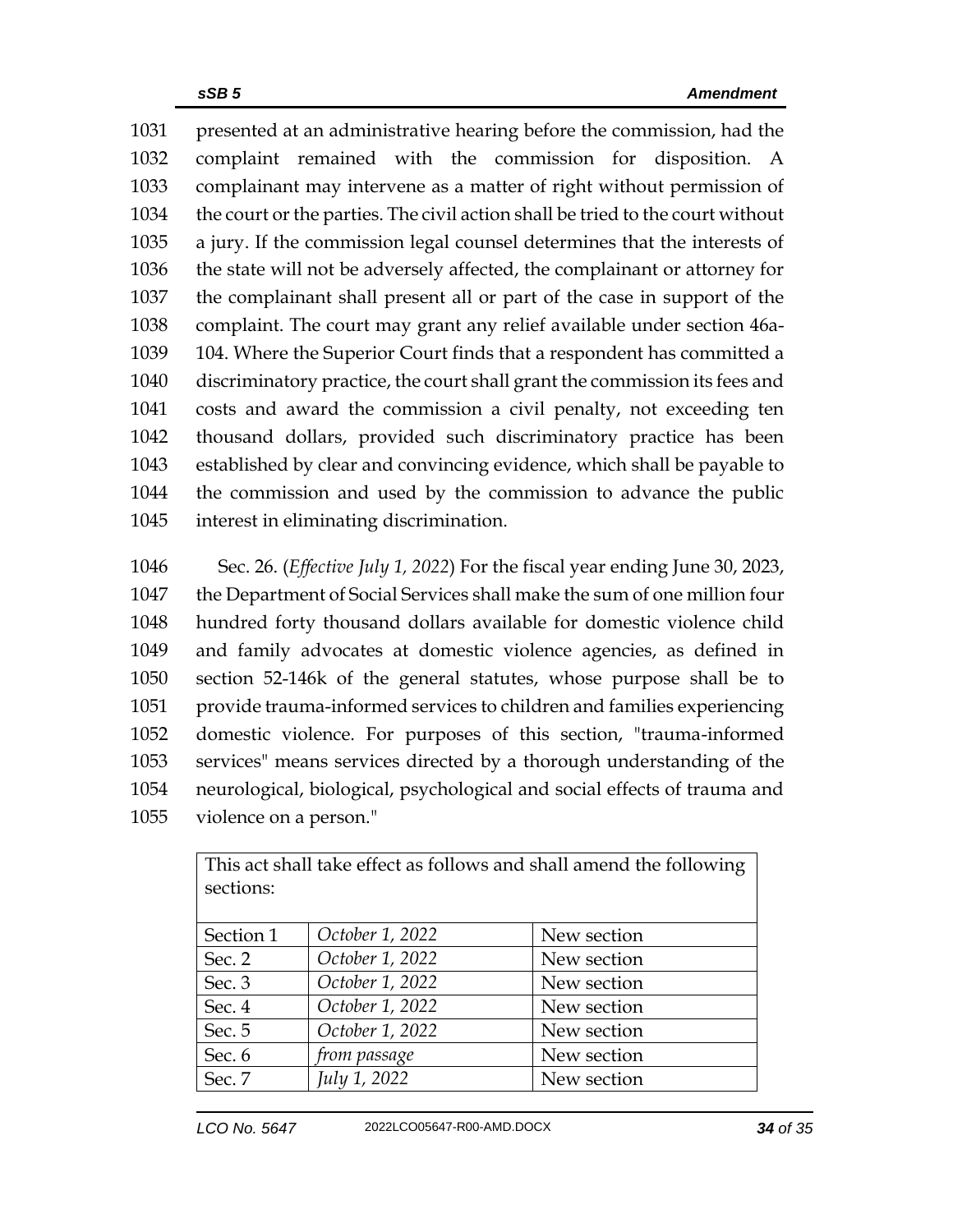1031 presented at an administrative hearing before the commission, had the
1032 complaint remained with the commission for disposition. A
1033 complainant may intervene as a matter of right without permission of
1034 the court or the parties. The civil action shall be tried to the court without
1035 a jury. If the commission legal counsel determines that the interests of
1036 the state will not be adversely affected, the complainant or attorney for
1037 the complainant shall present all or part of the case in support of the
1038 complaint. The court may grant any relief available under section 46a-
1039 104. Where the Superior Court finds that a respondent has committed a
1040 discriminatory practice, the court shall grant the commission its fees and
1041 costs and award the commission a civil penalty, not exceeding ten
1042 thousand dollars, provided such discriminatory practice has been
1043 established by clear and convincing evidence, which shall be payable to
1044 the commission and used by the commission to advance the public
1045 interest in eliminating discrimination.

1046 Sec. 26. (*Effective July 1, 2022*) For the fiscal year ending June 30, 2023,
1047 the Department of Social Services shall make the sum of one million four
1048 hundred forty thousand dollars available for domestic violence child
1049 and family advocates at domestic violence agencies, as defined in
1050 section 52-146k of the general statutes, whose purpose shall be to
1051 provide trauma-informed services to children and families experiencing
1052 domestic violence. For purposes of this section, "trauma-informed
1053 services" means services directed by a thorough understanding of the
1054 neurological, biological, psychological and social effects of trauma and
1055 violence on a person."

This act shall take effect as follows and shall amend the following sections:

| | | |
|---|---|---|
| Section 1 | *October 1, 2022* | New section |
| Sec. 2 | *October 1, 2022* | New section |
| Sec. 3 | *October 1, 2022* | New section |
| Sec. 4 | *October 1, 2022* | New section |
| Sec. 5 | *October 1, 2022* | New section |
| Sec. 6 | *from passage* | New section |
| Sec. 7 | *July 1, 2022* | New section |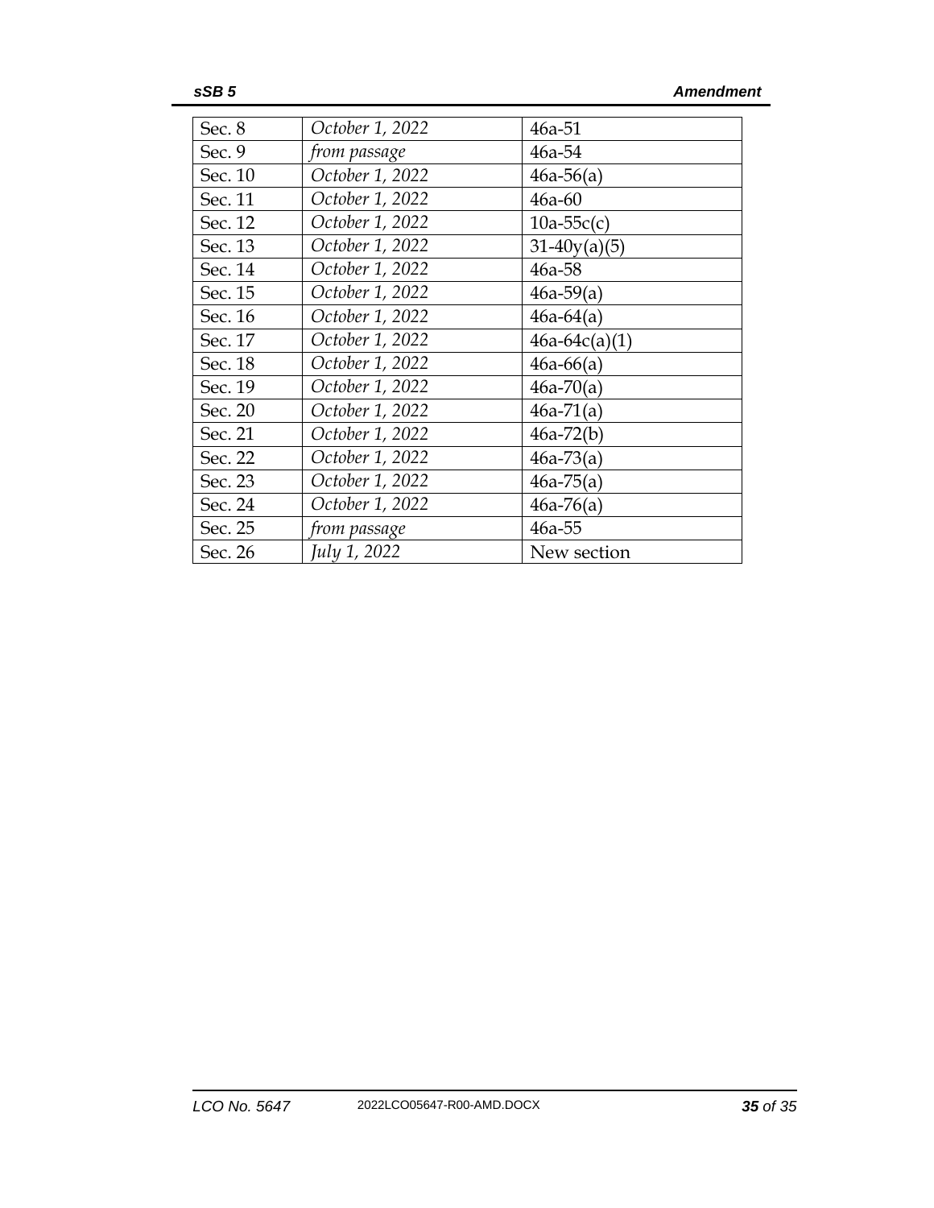| | | |
|---|---|---|
| Sec. 8 | *October 1, 2022* | 46a-51 |
| Sec. 9 | *from passage* | 46a-54 |
| Sec. 10 | *October 1, 2022* | 46a-56(a) |
| Sec. 11 | *October 1, 2022* | 46a-60 |
| Sec. 12 | *October 1, 2022* | 10a-55c(c) |
| Sec. 13 | *October 1, 2022* | 31-40y(a)(5) |
| Sec. 14 | *October 1, 2022* | 46a-58 |
| Sec. 15 | *October 1, 2022* | 46a-59(a) |
| Sec. 16 | *October 1, 2022* | 46a-64(a) |
| Sec. 17 | *October 1, 2022* | 46a-64c(a)(1) |
| Sec. 18 | *October 1, 2022* | 46a-66(a) |
| Sec. 19 | *October 1, 2022* | 46a-70(a) |
| Sec. 20 | *October 1, 2022* | 46a-71(a) |
| Sec. 21 | *October 1, 2022* | 46a-72(b) |
| Sec. 22 | *October 1, 2022* | 46a-73(a) |
| Sec. 23 | *October 1, 2022* | 46a-75(a) |
| Sec. 24 | *October 1, 2022* | 46a-76(a) |
| Sec. 25 | *from passage* | 46a-55 |
| Sec. 26 | *July 1, 2022* | New section |